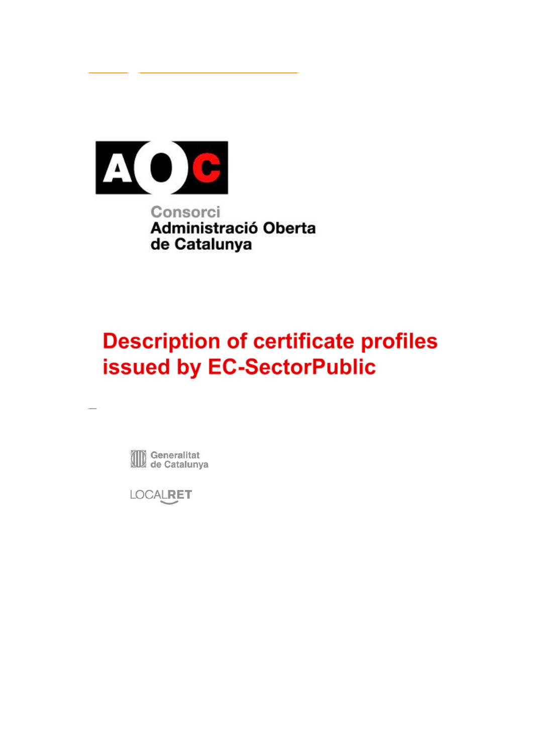AOC

Consorci
Administració Oberta
de Catalunya

# Description of certificate profiles issued by EC-SectorPublic

Generalitat
de Catalunya

LOCALRET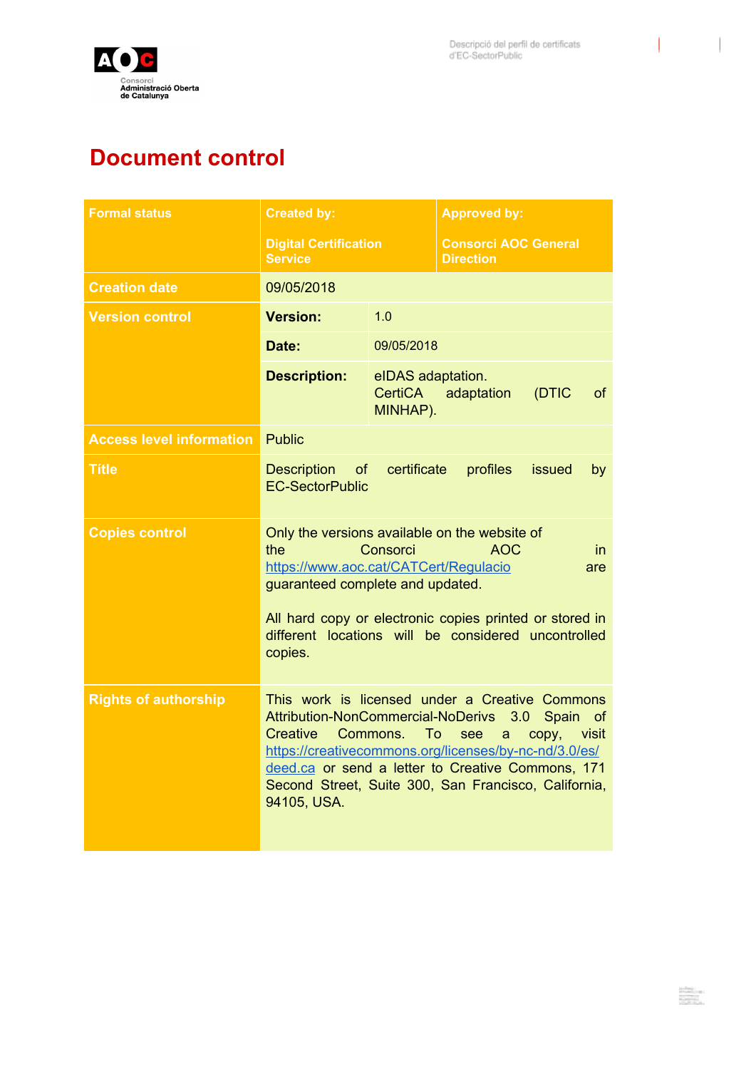# Document control

| Formal status | Created by:<br><br>Digital Certification Service | | Approved by:<br><br>Consorci AOC General Direction |
|---|---|---|---|
| Creation date | 09/05/2018 | | |
| Version control | Version: | 1.0 | |
| | Date: | 09/05/2018 | |
| | Description: | eIDAS adaptation.<br>CertiCA adaptation (DTIC of MINHAP). | |
| Access level information | Public | | |
| Title | Description of certificate profiles issued by EC-SectorPublic | | |
| Copies control | Only the versions available on the website of the Consorci AOC in https://www.aoc.cat/CATCert/Regulacio are guaranteed complete and updated.<br><br>All hard copy or electronic copies printed or stored in different locations will be considered uncontrolled copies. | | |
| Rights of authorship | This work is licensed under a Creative Commons Attribution-NonCommercial-NoDerivs 3.0 Spain of Creative Commons. To see a copy, visit https://creativecommons.org/licenses/by-nc-nd/3.0/es/deed.ca or send a letter to Creative Commons, 171 Second Street, Suite 300, San Francisco, California, 94105, USA. | | |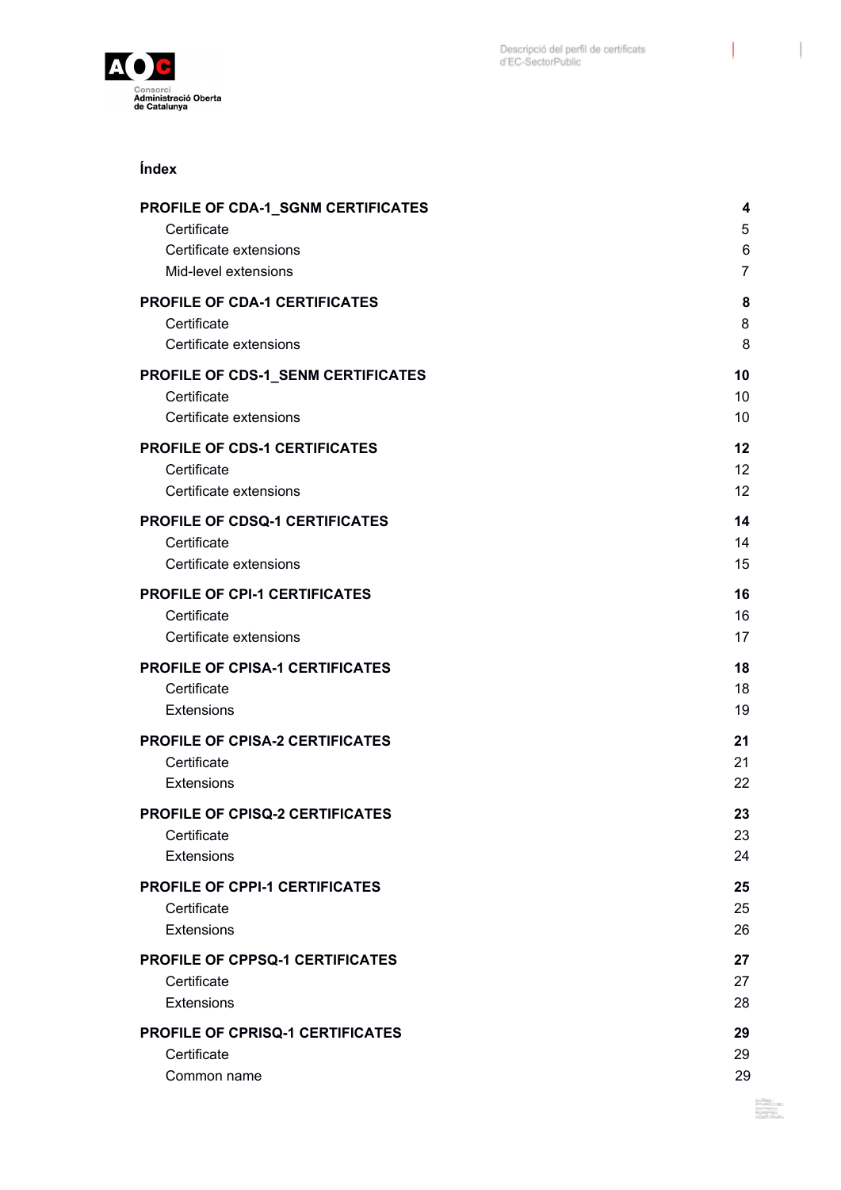## Índex

| | |
|---|---|
| **PROFILE OF CDA-1_SGNM CERTIFICATES** | **4** |
| Certificate | 5 |
| Certificate extensions | 6 |
| Mid-level extensions | 7 |
| **PROFILE OF CDA-1 CERTIFICATES** | **8** |
| Certificate | 8 |
| Certificate extensions | 8 |
| **PROFILE OF CDS-1_SENM CERTIFICATES** | **10** |
| Certificate | 10 |
| Certificate extensions | 10 |
| **PROFILE OF CDS-1 CERTIFICATES** | **12** |
| Certificate | 12 |
| Certificate extensions | 12 |
| **PROFILE OF CDSQ-1 CERTIFICATES** | **14** |
| Certificate | 14 |
| Certificate extensions | 15 |
| **PROFILE OF CPI-1 CERTIFICATES** | **16** |
| Certificate | 16 |
| Certificate extensions | 17 |
| **PROFILE OF CPISA-1 CERTIFICATES** | **18** |
| Certificate | 18 |
| Extensions | 19 |
| **PROFILE OF CPISA-2 CERTIFICATES** | **21** |
| Certificate | 21 |
| Extensions | 22 |
| **PROFILE OF CPISQ-2 CERTIFICATES** | **23** |
| Certificate | 23 |
| Extensions | 24 |
| **PROFILE OF CPPI-1 CERTIFICATES** | **25** |
| Certificate | 25 |
| Extensions | 26 |
| **PROFILE OF CPPSQ-1 CERTIFICATES** | **27** |
| Certificate | 27 |
| Extensions | 28 |
| **PROFILE OF CPRISQ-1 CERTIFICATES** | **29** |
| Certificate | 29 |
| Common name | 29 |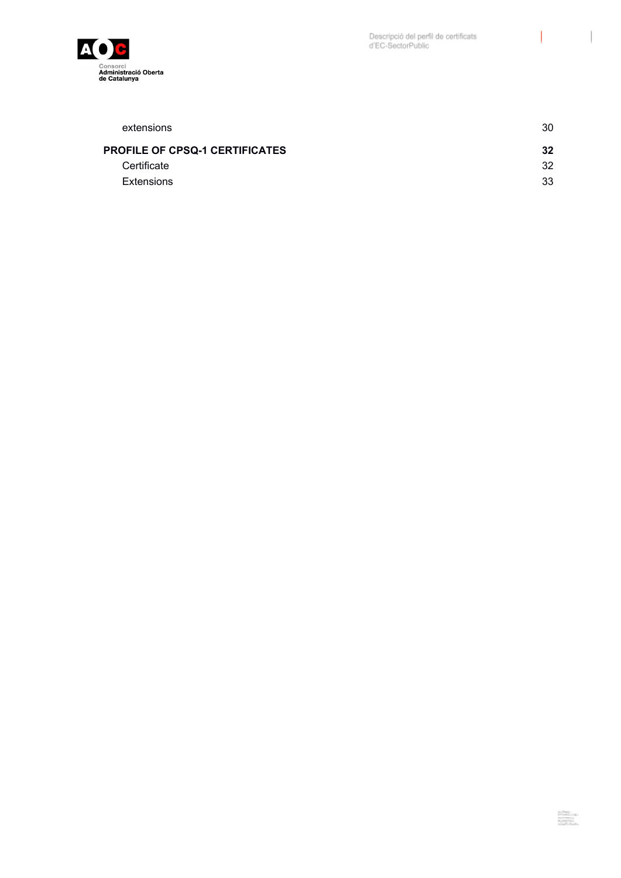| | |
|---|---|
| extensions | 30 |
| **PROFILE OF CPSQ-1 CERTIFICATES** | **32** |
| Certificate | 32 |
| Extensions | 33 |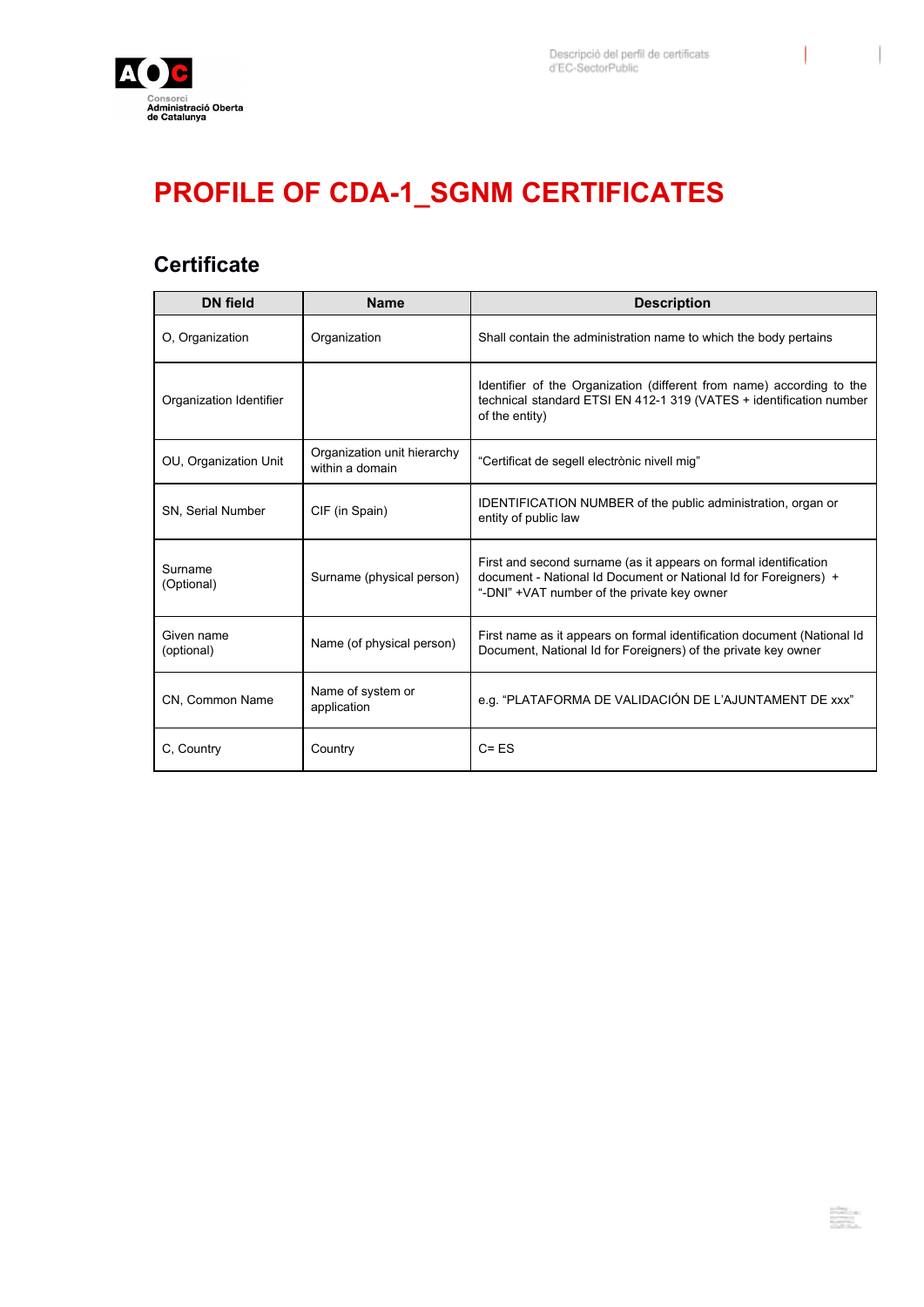# PROFILE OF CDA-1_SGNM CERTIFICATES

## Certificate

| DN field | Name | Description |
|---|---|---|
| O, Organization | Organization | Shall contain the administration name to which the body pertains |
| Organization Identifier | | Identifier of the Organization (different from name) according to the technical standard ETSI EN 412-1 319 (VATES + identification number of the entity) |
| OU, Organization Unit | Organization unit hierarchy within a domain | "Certificat de segell electrònic nivell mig" |
| SN, Serial Number | CIF (in Spain) | IDENTIFICATION NUMBER of the public administration, organ or entity of public law |
| Surname (Optional) | Surname (physical person) | First and second surname (as it appears on formal identification document - National Id Document or National Id for Foreigners) + "-DNI" +VAT number of the private key owner |
| Given name (optional) | Name (of physical person) | First name as it appears on formal identification document (National Id Document, National Id for Foreigners) of the private key owner |
| CN, Common Name | Name of system or application | e.g. "PLATAFORMA DE VALIDACIÓN DE L'AJUNTAMENT DE xxx" |
| C, Country | Country | C= ES |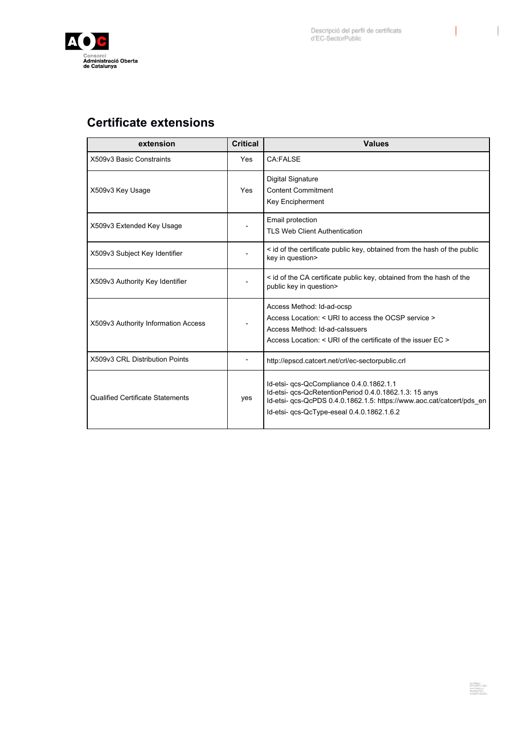## Certificate extensions

| extension | Critical | Values |
|---|---|---|
| X509v3 Basic Constraints | Yes | CA:FALSE |
| X509v3 Key Usage | Yes | Digital Signature<br>Content Commitment<br>Key Encipherment |
| X509v3 Extended Key Usage | - | Email protection<br>TLS Web Client Authentication |
| X509v3 Subject Key Identifier | - | < id of the certificate public key, obtained from the hash of the public key in question> |
| X509v3 Authority Key Identifier | - | < id of the CA certificate public key, obtained from the hash of the public key in question> |
| X509v3 Authority Information Access | - | Access Method: Id-ad-ocsp<br>Access Location: < URI to access the OCSP service ><br>Access Method: Id-ad-caIssuers<br>Access Location: < URI of the certificate of the issuer EC > |
| X509v3 CRL Distribution Points | - | http://epscd.catcert.net/crl/ec-sectorpublic.crl |
| Qualified Certificate Statements | yes | Id-etsi- qcs-QcCompliance 0.4.0.1862.1.1<br>Id-etsi- qcs-QcRetentionPeriod 0.4.0.1862.1.3: 15 anys<br>Id-etsi- qcs-QcPDS 0.4.0.1862.1.5: https://www.aoc.cat/catcert/pds_en<br>Id-etsi- qcs-QcType-eseal 0.4.0.1862.1.6.2 |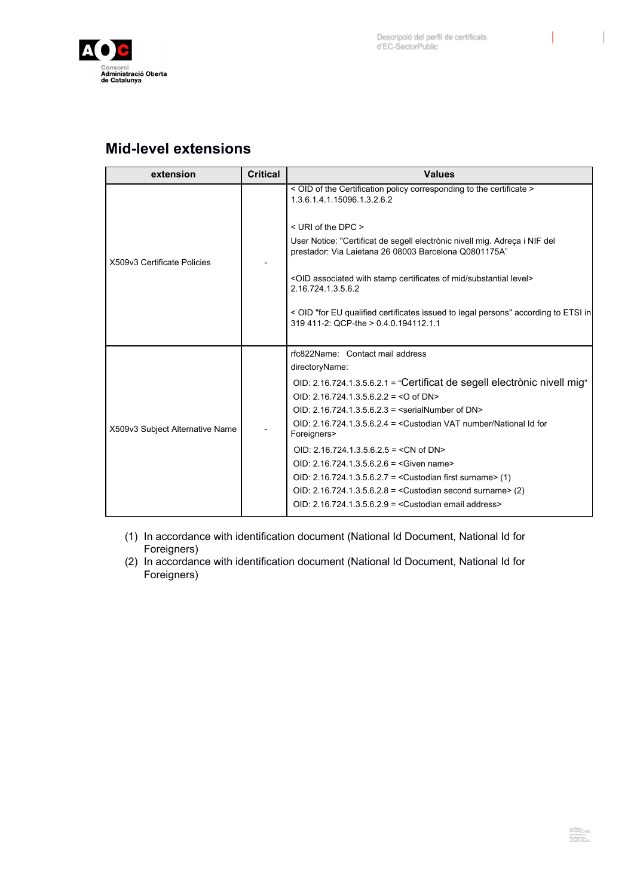## Mid-level extensions

| extension | Critical | Values |
|---|---|---|
| X509v3 Certificate Policies | - | < OID of the Certification policy corresponding to the certificate > 1.3.6.1.4.1.15096.1.3.2.6.2<br><br>< URI of the DPC ><br>User Notice: "Certificat de segell electrònic nivell mig. Adreça i NIF del prestador: Via Laietana 26 08003 Barcelona Q0801175A"<br><br><OID associated with stamp certificates of mid/substantial level> 2.16.724.1.3.5.6.2<br><br>< OID "for EU qualified certificates issued to legal persons" according to ETSI in 319 411-2: QCP-the > 0.4.0.194112.1.1 |
| X509v3 Subject Alternative Name | - | rfc822Name: Contact mail address<br>directoryName:<br>OID: 2.16.724.1.3.5.6.2.1 = "Certificat de segell electrònic nivell mig"<br>OID: 2.16.724.1.3.5.6.2.2 = <O of DN><br>OID: 2.16.724.1.3.5.6.2.3 = <serialNumber of DN><br>OID: 2.16.724.1.3.5.6.2.4 = <Custodian VAT number/National Id for Foreigners><br>OID: 2.16.724.1.3.5.6.2.5 = <CN of DN><br>OID: 2.16.724.1.3.5.6.2.6 = <Given name><br>OID: 2.16.724.1.3.5.6.2.7 = <Custodian first surname> (1)<br>OID: 2.16.724.1.3.5.6.2.8 = <Custodian second surname> (2)<br>OID: 2.16.724.1.3.5.6.2.9 = <Custodian email address> |

(1) In accordance with identification document (National Id Document, National Id for Foreigners)
(2) In accordance with identification document (National Id Document, National Id for Foreigners)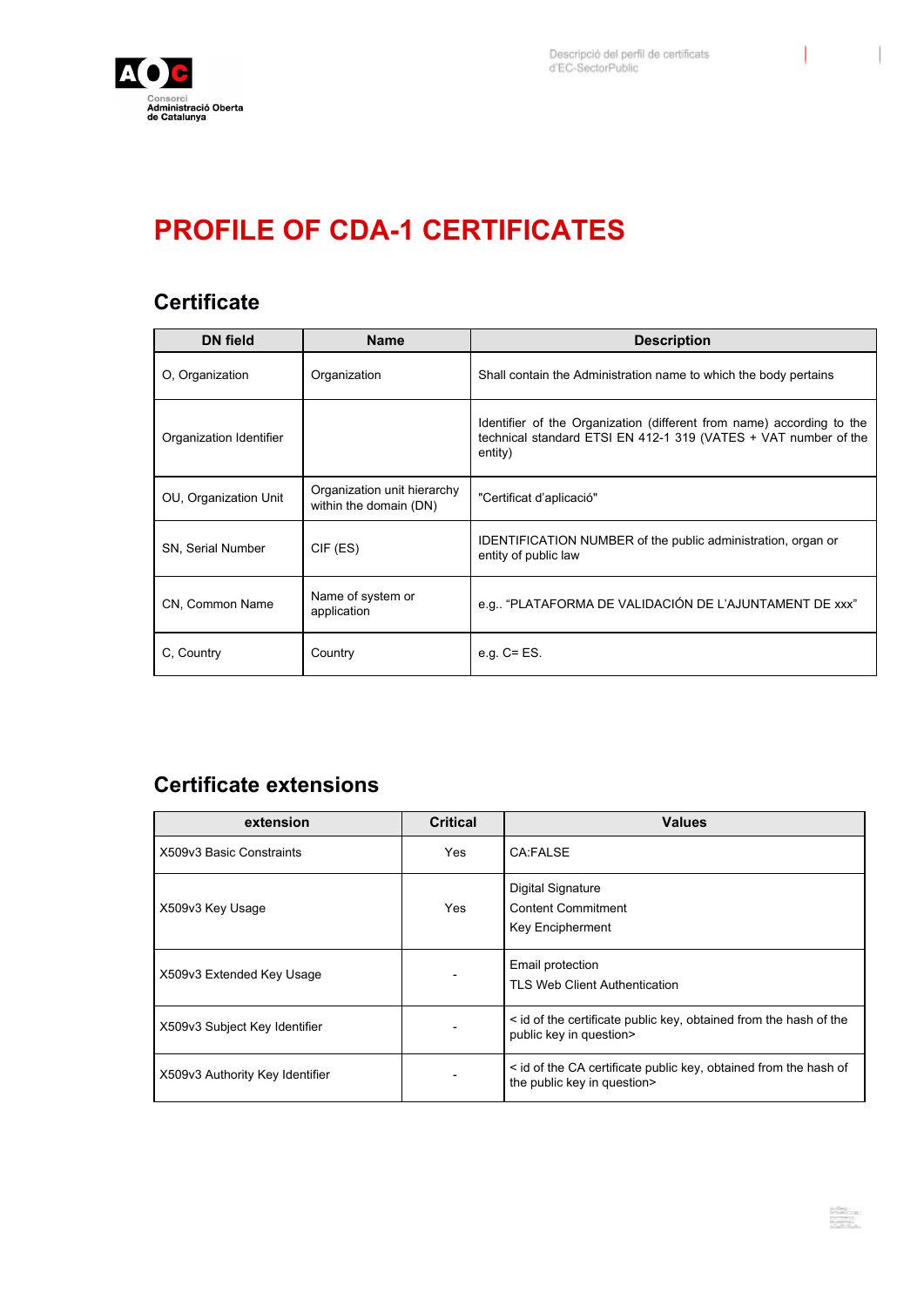# PROFILE OF CDA-1 CERTIFICATES

## Certificate

| DN field | Name | Description |
|---|---|---|
| O, Organization | Organization | Shall contain the Administration name to which the body pertains |
| Organization Identifier | | Identifier of the Organization (different from name) according to the technical standard ETSI EN 412-1 319 (VATES + VAT number of the entity) |
| OU, Organization Unit | Organization unit hierarchy within the domain (DN) | "Certificat d'aplicació" |
| SN, Serial Number | CIF (ES) | IDENTIFICATION NUMBER of the public administration, organ or entity of public law |
| CN, Common Name | Name of system or application | e.g.. "PLATAFORMA DE VALIDACIÓN DE L'AJUNTAMENT DE xxx" |
| C, Country | Country | e.g. C= ES. |

## Certificate extensions

| extension | Critical | Values |
|---|---|---|
| X509v3 Basic Constraints | Yes | CA:FALSE |
| X509v3 Key Usage | Yes | Digital Signature<br>Content Commitment<br>Key Encipherment |
| X509v3 Extended Key Usage | - | Email protection<br>TLS Web Client Authentication |
| X509v3 Subject Key Identifier | - | < id of the certificate public key, obtained from the hash of the public key in question> |
| X509v3 Authority Key Identifier | - | < id of the CA certificate public key, obtained from the hash of the public key in question> |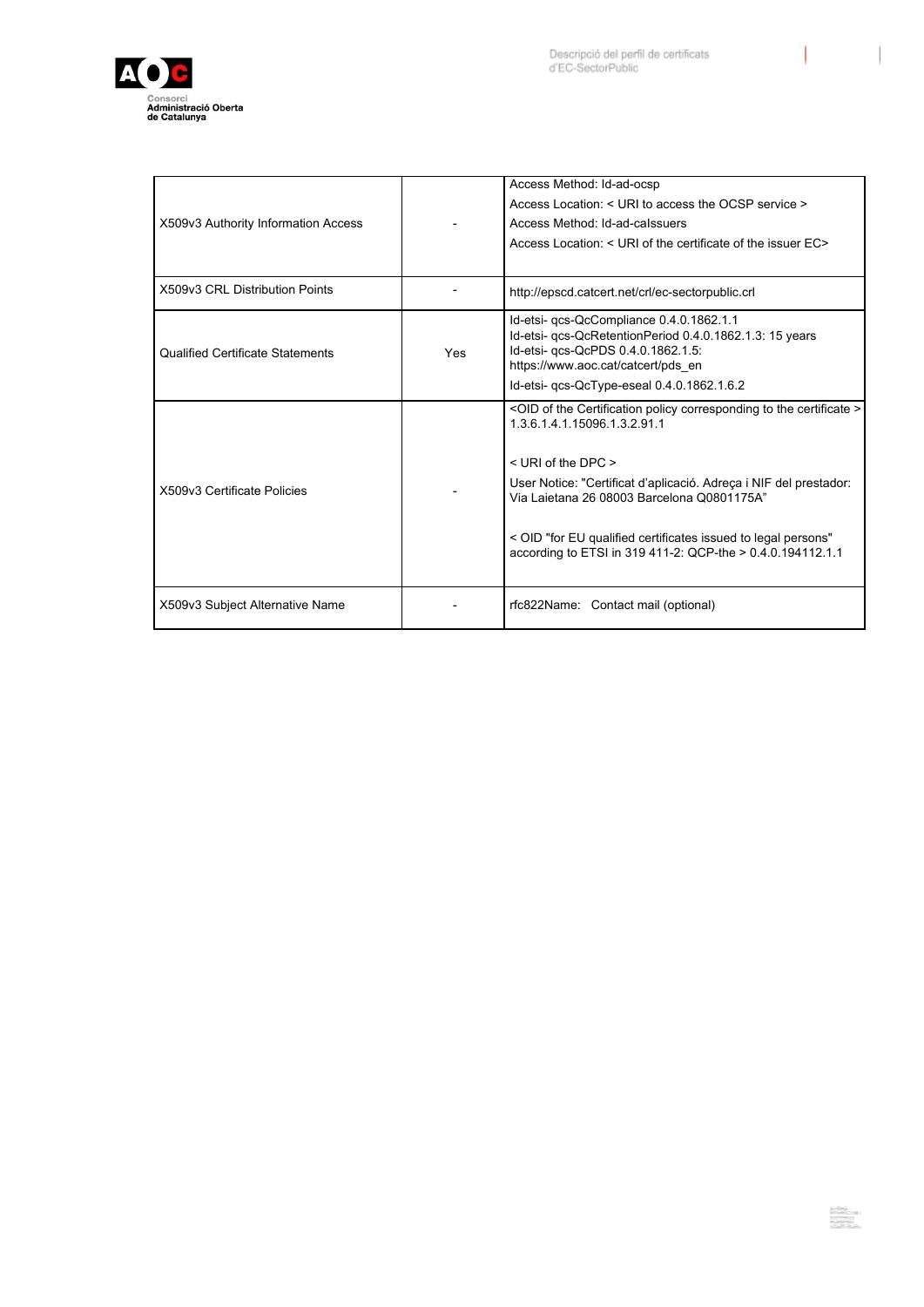| | | |
|---|---|---|
| X509v3 Authority Information Access | - | Access Method: Id-ad-ocsp<br>Access Location: < URI to access the OCSP service ><br>Access Method: Id-ad-caIssuers<br>Access Location: < URI of the certificate of the issuer EC> |
| X509v3 CRL Distribution Points | - | http://epscd.catcert.net/crl/ec-sectorpublic.crl |
| Qualified Certificate Statements | Yes | Id-etsi- qcs-QcCompliance 0.4.0.1862.1.1<br>Id-etsi- qcs-QcRetentionPeriod 0.4.0.1862.1.3: 15 years<br>Id-etsi- qcs-QcPDS 0.4.0.1862.1.5:<br>https://www.aoc.cat/catcert/pds_en<br>Id-etsi- qcs-QcType-eseal 0.4.0.1862.1.6.2 |
| X509v3 Certificate Policies | - | <OID of the Certification policy corresponding to the certificate ><br>1.3.6.1.4.1.15096.1.3.2.91.1<br><br>< URI of the DPC ><br>User Notice: "Certificat d'aplicació. Adreça i NIF del prestador: Via Laietana 26 08003 Barcelona Q0801175A"<br><br>< OID "for EU qualified certificates issued to legal persons" according to ETSI in 319 411-2: QCP-the > 0.4.0.194112.1.1 |
| X509v3 Subject Alternative Name | - | rfc822Name: Contact mail (optional) |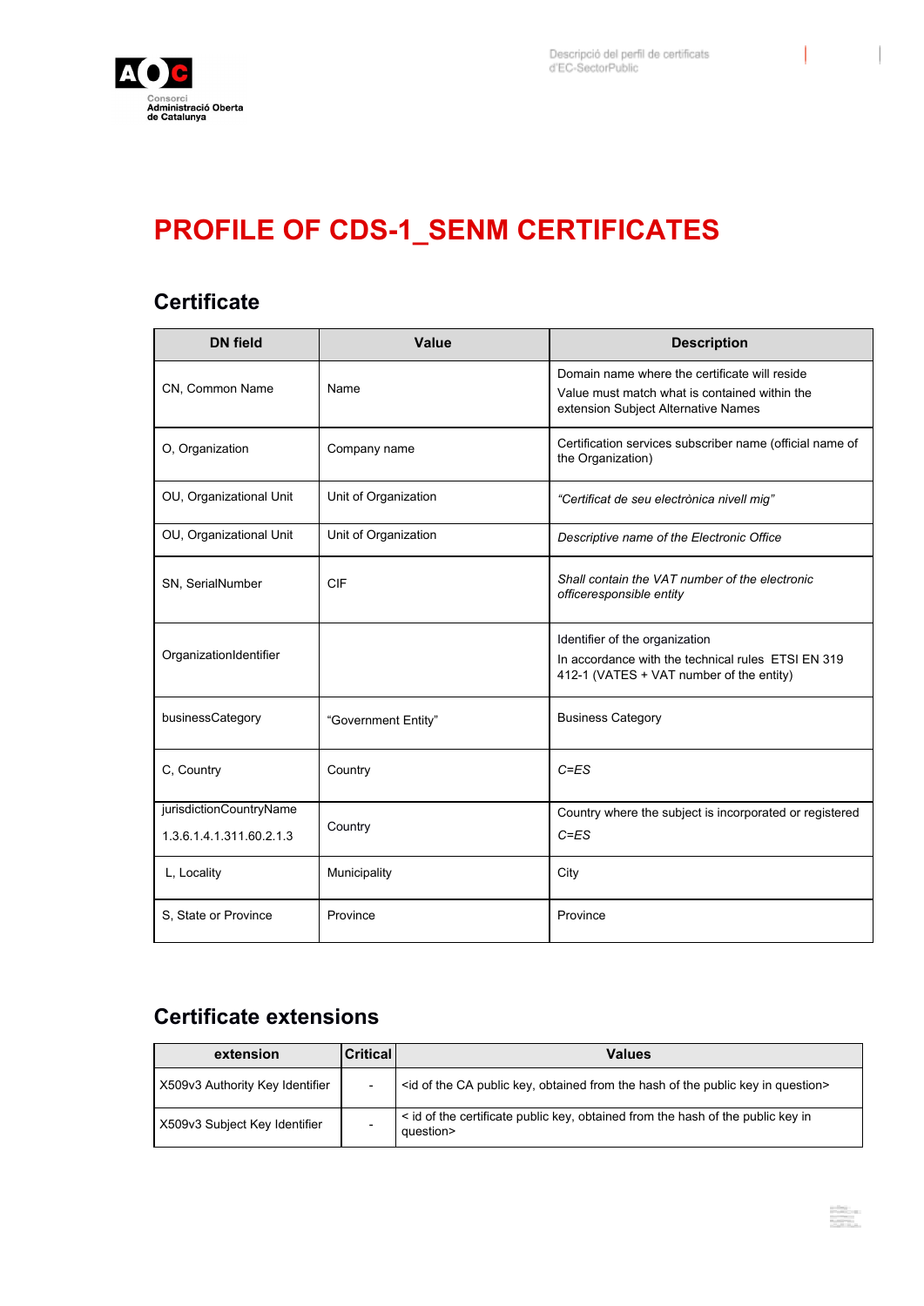# PROFILE OF CDS-1_SENM CERTIFICATES

## Certificate

| DN field | Value | Description |
|---|---|---|
| CN, Common Name | Name | Domain name where the certificate will reside<br>Value must match what is contained within the extension Subject Alternative Names |
| O, Organization | Company name | Certification services subscriber name (official name of the Organization) |
| OU, Organizational Unit | Unit of Organization | *"Certificat de seu electrònica nivell mig"* |
| OU, Organizational Unit | Unit of Organization | *Descriptive name of the Electronic Office* |
| SN, SerialNumber | CIF | *Shall contain the VAT number of the electronic officeresponsible entity* |
| OrganizationIdentifier | | Identifier of the organization<br>In accordance with the technical rules ETSI EN 319 412-1 (VATES + VAT number of the entity) |
| businessCategory | "Government Entity" | Business Category |
| C, Country | Country | *C=ES* |
| jurisdictionCountryName<br>1.3.6.1.4.1.311.60.2.1.3 | Country | Country where the subject is incorporated or registered<br>*C=ES* |
| L, Locality | Municipality | City |
| S, State or Province | Province | Province |

## Certificate extensions

| extension | Critical | Values |
|---|---|---|
| X509v3 Authority Key Identifier | - | <id of the CA public key, obtained from the hash of the public key in question> |
| X509v3 Subject Key Identifier | - | < id of the certificate public key, obtained from the hash of the public key in question> |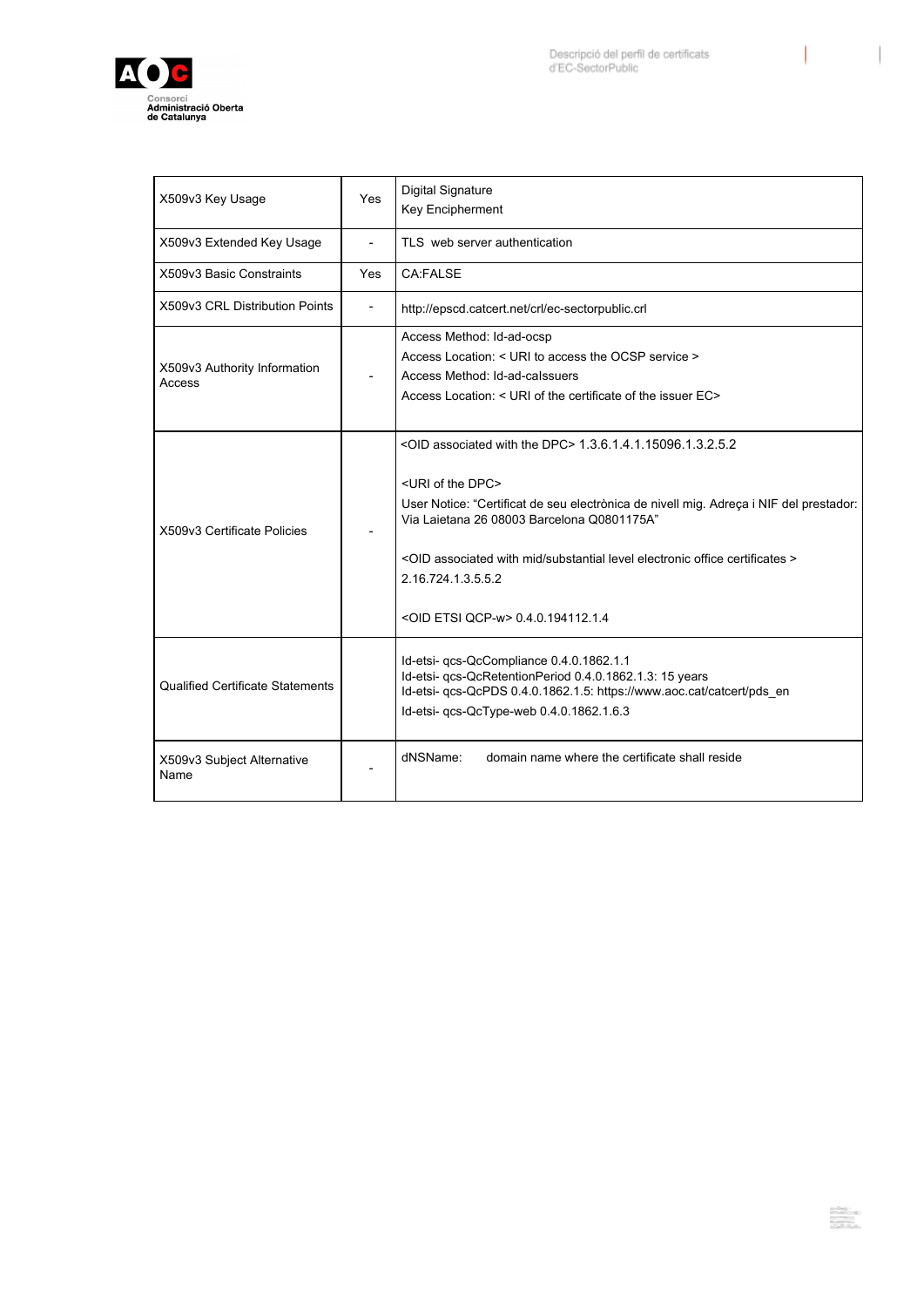| | | |
|---|---|---|
| X509v3 Key Usage | Yes | Digital Signature<br>Key Encipherment |
| X509v3 Extended Key Usage | - | TLS web server authentication |
| X509v3 Basic Constraints | Yes | CA:FALSE |
| X509v3 CRL Distribution Points | - | http://epscd.catcert.net/crl/ec-sectorpublic.crl |
| X509v3 Authority Information Access | - | Access Method: Id-ad-ocsp<br>Access Location: < URI to access the OCSP service ><br>Access Method: Id-ad-caIssuers<br>Access Location: < URI of the certificate of the issuer EC> |
| X509v3 Certificate Policies | - | <OID associated with the DPC> 1.3.6.1.4.1.15096.1.3.2.5.2<br><br><URI of the DPC><br>User Notice: "Certificat de seu electrònica de nivell mig. Adreça i NIF del prestador: Via Laietana 26 08003 Barcelona Q0801175A"<br><br><OID associated with mid/substantial level electronic office certificates ><br>2.16.724.1.3.5.5.2<br><br><OID ETSI QCP-w> 0.4.0.194112.1.4 |
| Qualified Certificate Statements | | Id-etsi- qcs-QcCompliance 0.4.0.1862.1.1<br>Id-etsi- qcs-QcRetentionPeriod 0.4.0.1862.1.3: 15 years<br>Id-etsi- qcs-QcPDS 0.4.0.1862.1.5: https://www.aoc.cat/catcert/pds_en<br>Id-etsi- qcs-QcType-web 0.4.0.1862.1.6.3 |
| X509v3 Subject Alternative Name | - | dNSName: domain name where the certificate shall reside |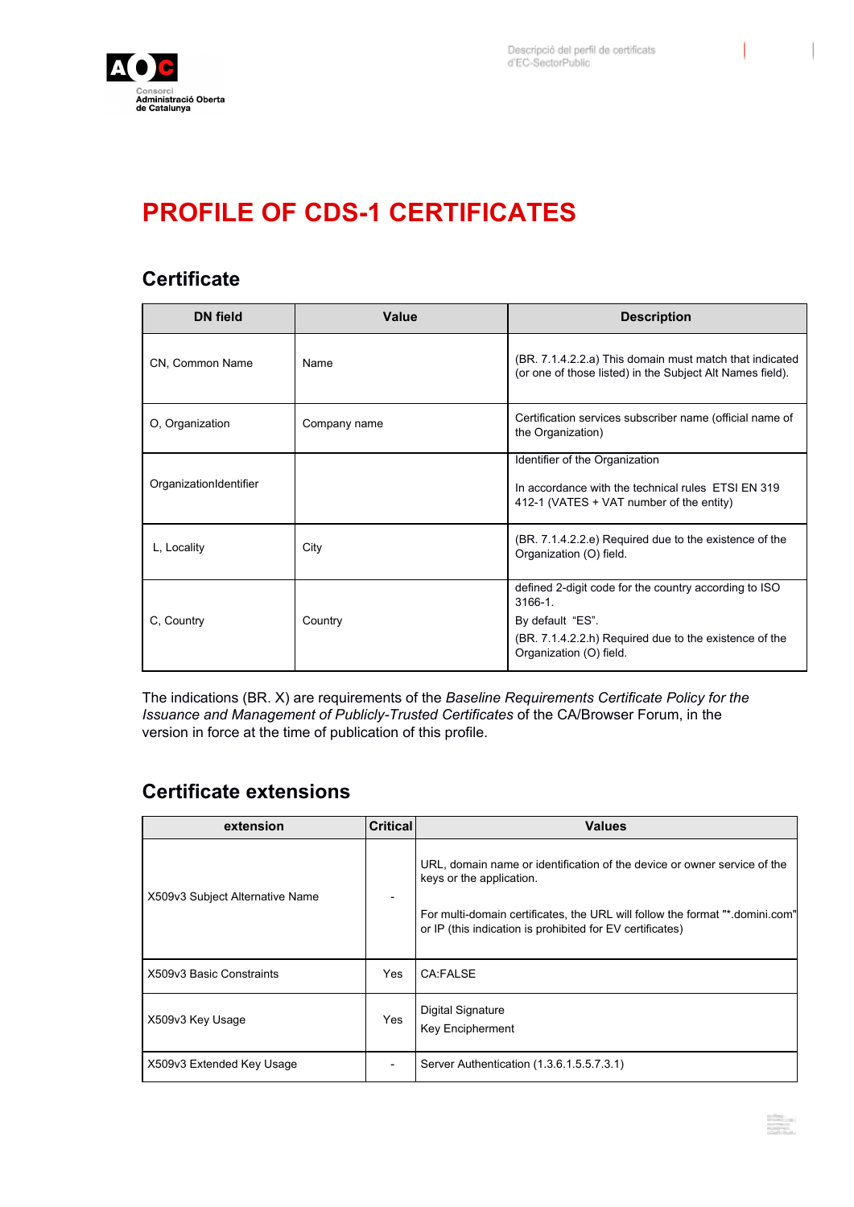# PROFILE OF CDS-1 CERTIFICATES

## Certificate

| DN field | Value | Description |
|---|---|---|
| CN, Common Name | Name | (BR. 7.1.4.2.2.a) This domain must match that indicated (or one of those listed) in the Subject Alt Names field). |
| O, Organization | Company name | Certification services subscriber name (official name of the Organization) |
| OrganizationIdentifier | | Identifier of the Organization<br><br>In accordance with the technical rules ETSI EN 319 412-1 (VATES + VAT number of the entity) |
| L, Locality | City | (BR. 7.1.4.2.2.e) Required due to the existence of the Organization (O) field. |
| C, Country | Country | defined 2-digit code for the country according to ISO 3166-1.<br>By default "ES".<br>(BR. 7.1.4.2.2.h) Required due to the existence of the Organization (O) field. |

The indications (BR. X) are requirements of the *Baseline Requirements Certificate Policy for the Issuance and Management of Publicly-Trusted Certificates* of the CA/Browser Forum, in the version in force at the time of publication of this profile.

## Certificate extensions

| extension | Critical | Values |
|---|---|---|
| X509v3 Subject Alternative Name | - | URL, domain name or identification of the device or owner service of the keys or the application.<br><br>For multi-domain certificates, the URL will follow the format "*.domini.com" or IP (this indication is prohibited for EV certificates) |
| X509v3 Basic Constraints | Yes | CA:FALSE |
| X509v3 Key Usage | Yes | Digital Signature<br>Key Encipherment |
| X509v3 Extended Key Usage | - | Server Authentication (1.3.6.1.5.5.7.3.1) |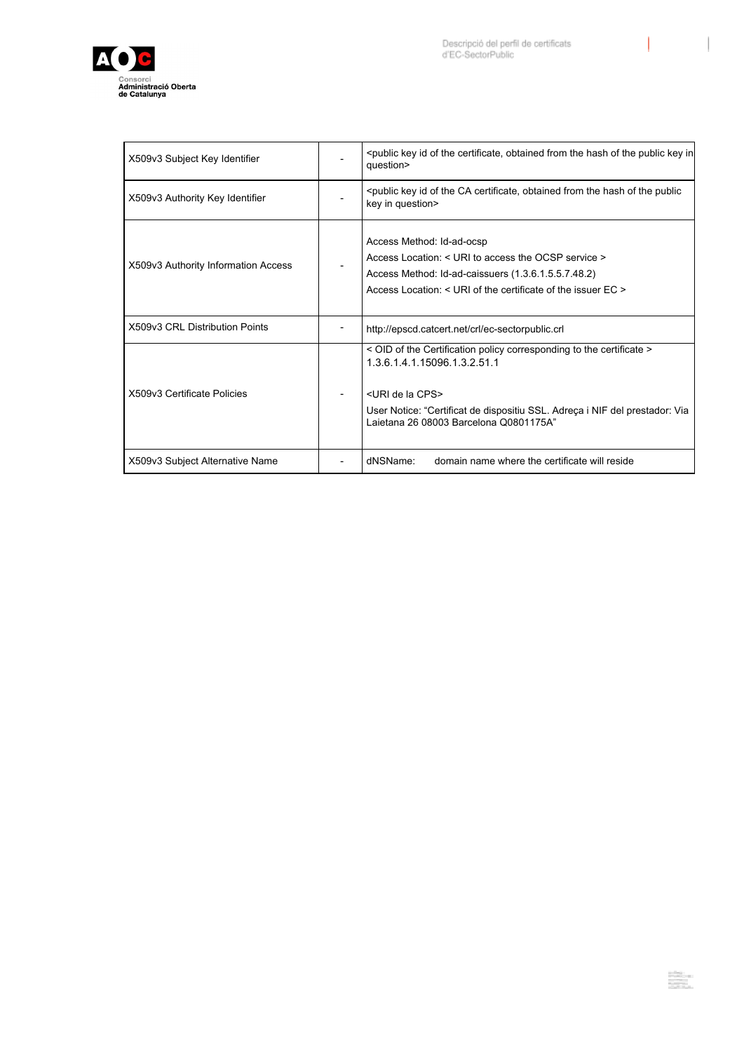| | | |
|---|---|---|
| X509v3 Subject Key Identifier | - | <public key id of the certificate, obtained from the hash of the public key in question> |
| X509v3 Authority Key Identifier | - | <public key id of the CA certificate, obtained from the hash of the public key in question> |
| X509v3 Authority Information Access | - | Access Method: Id-ad-ocsp<br>Access Location: < URI to access the OCSP service ><br>Access Method: Id-ad-caissuers (1.3.6.1.5.5.7.48.2)<br>Access Location: < URI of the certificate of the issuer EC > |
| X509v3 CRL Distribution Points | - | http://epscd.catcert.net/crl/ec-sectorpublic.crl |
| X509v3 Certificate Policies | - | < OID of the Certification policy corresponding to the certificate ><br>1.3.6.1.4.1.15096.1.3.2.51.1<br><br><URI de la CPS><br>User Notice: "Certificat de dispositiu SSL. Adreça i NIF del prestador: Via Laietana 26 08003 Barcelona Q0801175A" |
| X509v3 Subject Alternative Name | - | dNSName: domain name where the certificate will reside |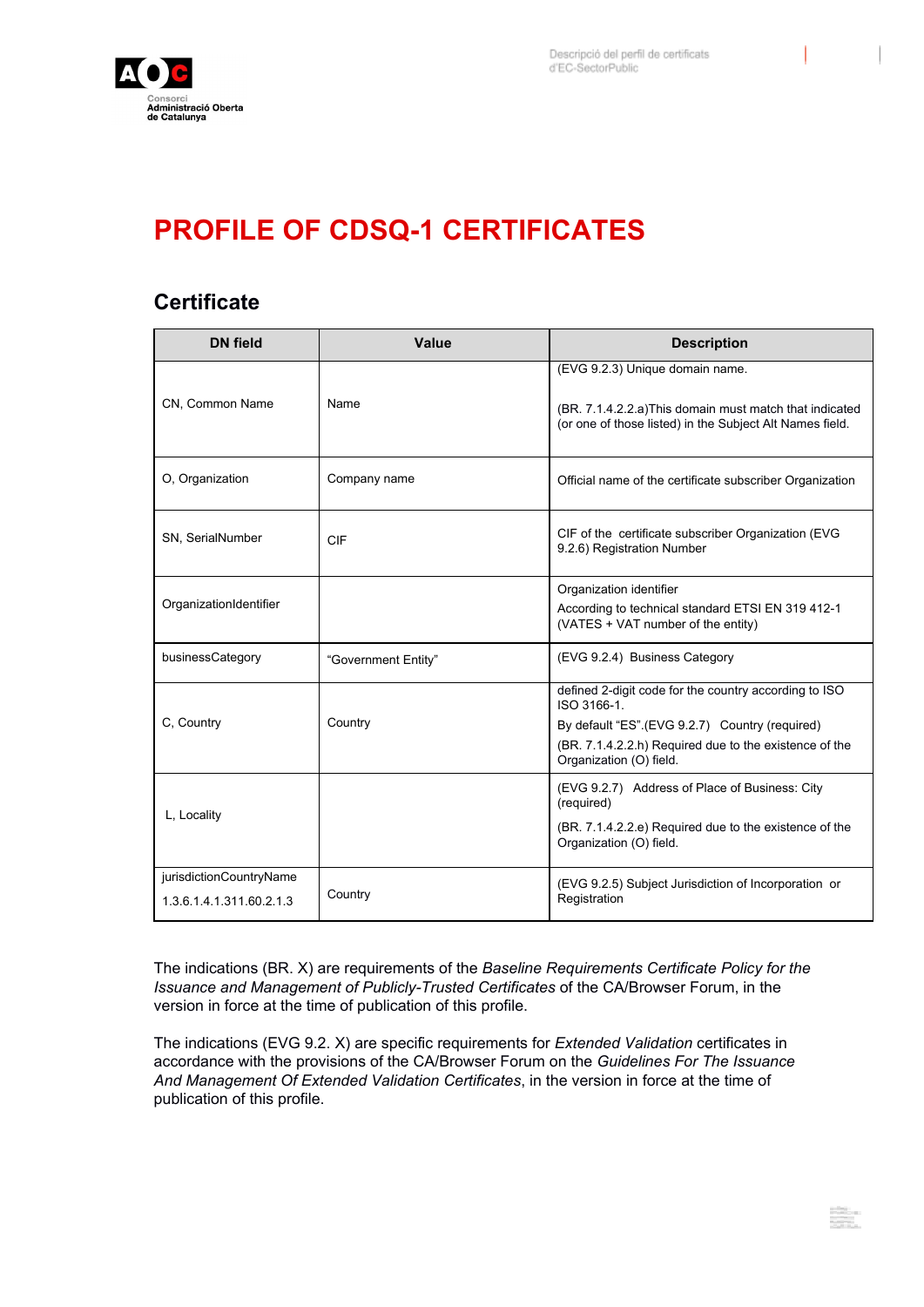# PROFILE OF CDSQ-1 CERTIFICATES

## Certificate

| DN field | Value | Description |
|---|---|---|
| CN, Common Name | Name | (EVG 9.2.3) Unique domain name.<br><br>(BR. 7.1.4.2.2.a)This domain must match that indicated (or one of those listed) in the Subject Alt Names field. |
| O, Organization | Company name | Official name of the certificate subscriber Organization |
| SN, SerialNumber | CIF | CIF of the certificate subscriber Organization (EVG 9.2.6) Registration Number |
| OrganizationIdentifier | | Organization identifier<br>According to technical standard ETSI EN 319 412-1 (VATES + VAT number of the entity) |
| businessCategory | "Government Entity" | (EVG 9.2.4) Business Category |
| C, Country | Country | defined 2-digit code for the country according to ISO ISO 3166-1.<br>By default "ES".(EVG 9.2.7) Country (required)<br>(BR. 7.1.4.2.2.h) Required due to the existence of the Organization (O) field. |
| L, Locality | | (EVG 9.2.7) Address of Place of Business: City (required)<br>(BR. 7.1.4.2.2.e) Required due to the existence of the Organization (O) field. |
| jurisdictionCountryName<br>1.3.6.1.4.1.311.60.2.1.3 | Country | (EVG 9.2.5) Subject Jurisdiction of Incorporation or Registration |

The indications (BR. X) are requirements of the *Baseline Requirements Certificate Policy for the Issuance and Management of Publicly-Trusted Certificates* of the CA/Browser Forum, in the version in force at the time of publication of this profile.

The indications (EVG 9.2. X) are specific requirements for *Extended Validation* certificates in accordance with the provisions of the CA/Browser Forum on the *Guidelines For The Issuance And Management Of Extended Validation Certificates*, in the version in force at the time of publication of this profile.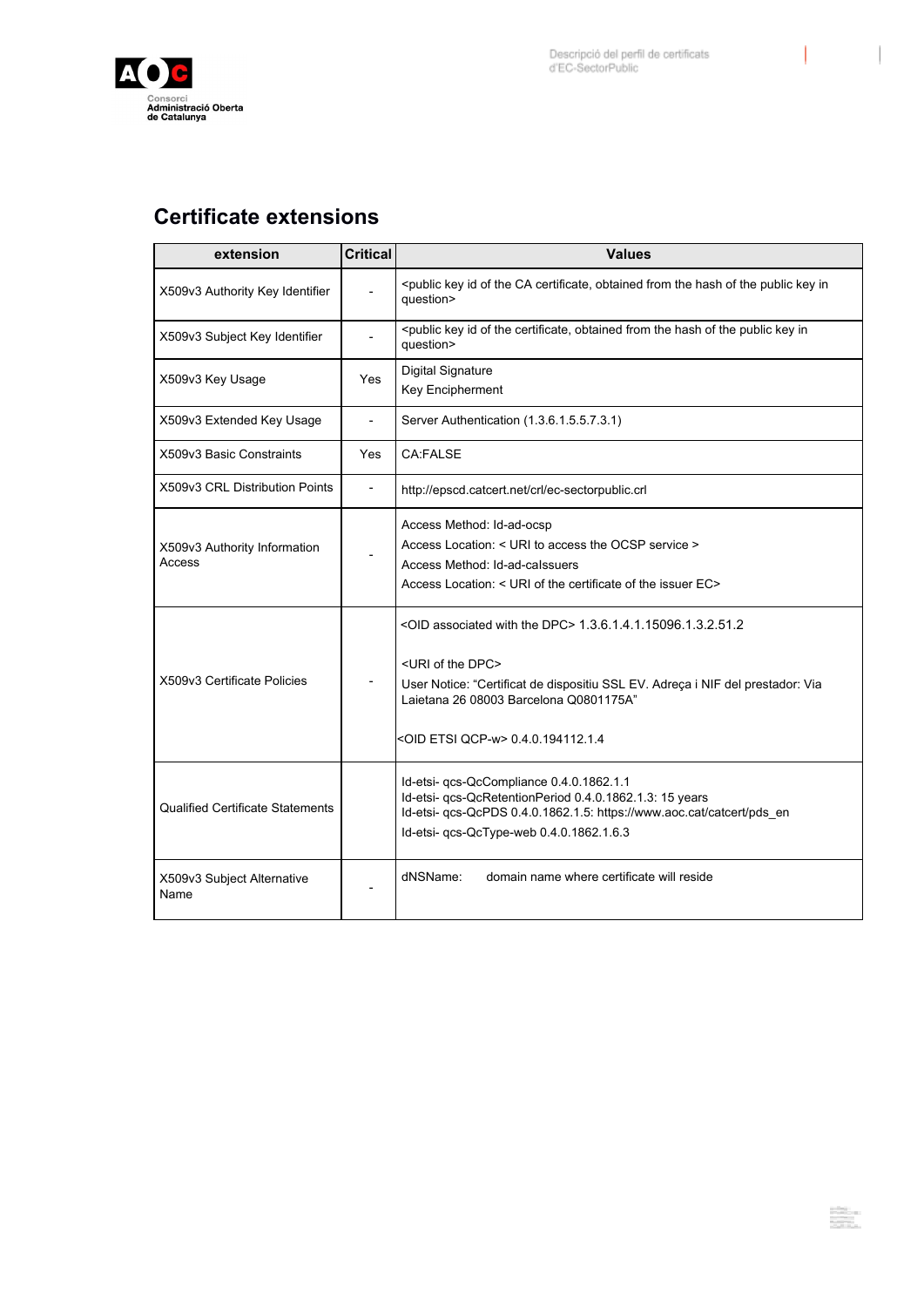## Certificate extensions

| extension | Critical | Values |
|---|---|---|
| X509v3 Authority Key Identifier | - | <public key id of the CA certificate, obtained from the hash of the public key in question> |
| X509v3 Subject Key Identifier | - | <public key id of the certificate, obtained from the hash of the public key in question> |
| X509v3 Key Usage | Yes | Digital Signature<br>Key Encipherment |
| X509v3 Extended Key Usage | - | Server Authentication (1.3.6.1.5.5.7.3.1) |
| X509v3 Basic Constraints | Yes | CA:FALSE |
| X509v3 CRL Distribution Points | - | http://epscd.catcert.net/crl/ec-sectorpublic.crl |
| X509v3 Authority Information Access | - | Access Method: Id-ad-ocsp<br>Access Location: < URI to access the OCSP service ><br>Access Method: Id-ad-caIssuers<br>Access Location: < URI of the certificate of the issuer EC> |
| X509v3 Certificate Policies | - | <OID associated with the DPC> 1.3.6.1.4.1.15096.1.3.2.51.2<br><br><URI of the DPC><br>User Notice: "Certificat de dispositiu SSL EV. Adreça i NIF del prestador: Via Laietana 26 08003 Barcelona Q0801175A"<br><br><OID ETSI QCP-w> 0.4.0.194112.1.4 |
| Qualified Certificate Statements | | Id-etsi- qcs-QcCompliance 0.4.0.1862.1.1<br>Id-etsi- qcs-QcRetentionPeriod 0.4.0.1862.1.3: 15 years<br>Id-etsi- qcs-QcPDS 0.4.0.1862.1.5: https://www.aoc.cat/catcert/pds_en<br>Id-etsi- qcs-QcType-web 0.4.0.1862.1.6.3 |
| X509v3 Subject Alternative Name | - | dNSName: domain name where certificate will reside |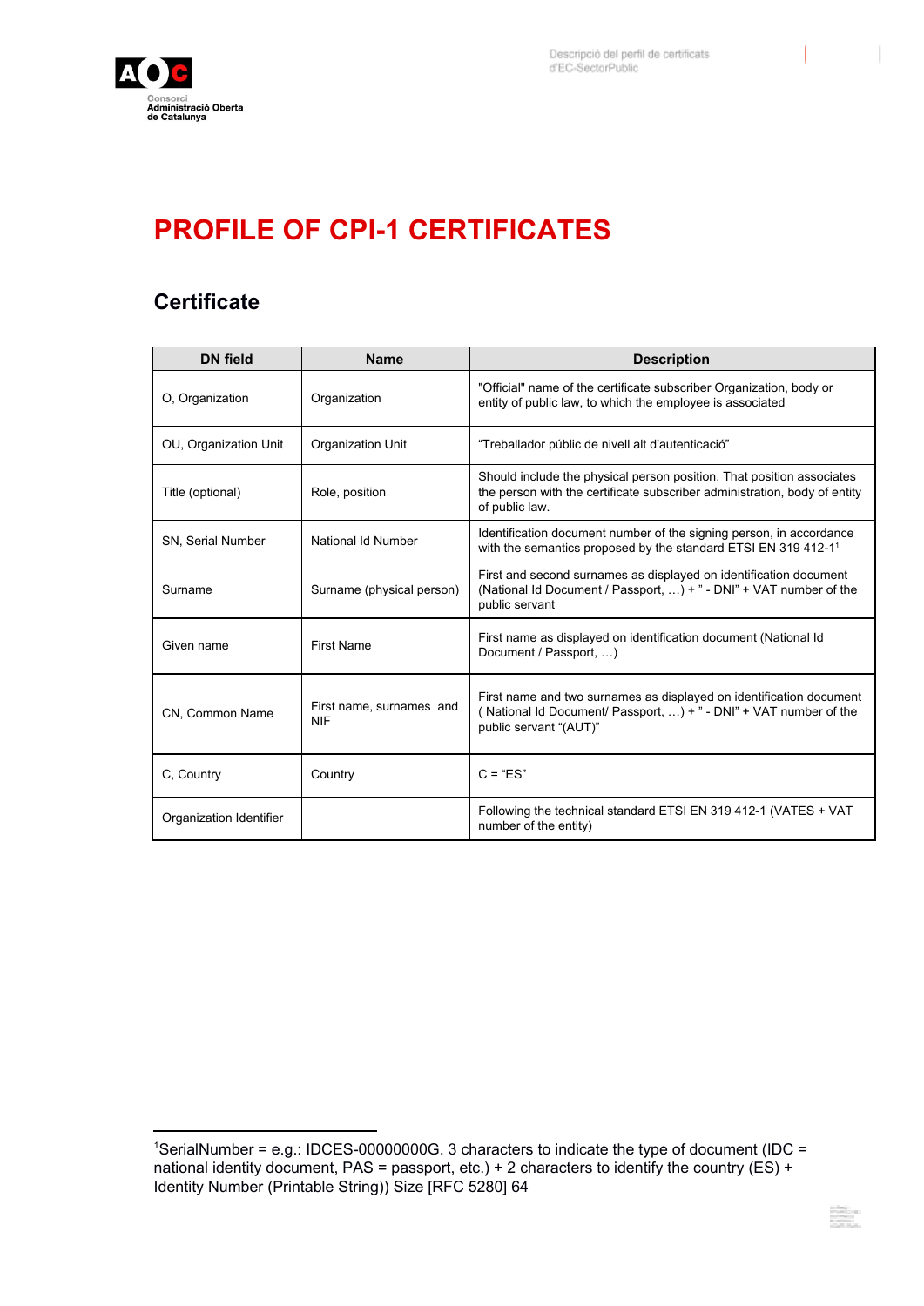# PROFILE OF CPI-1 CERTIFICATES

## Certificate

| DN field | Name | Description |
|---|---|---|
| O, Organization | Organization | "Official" name of the certificate subscriber Organization, body or entity of public law, to which the employee is associated |
| OU, Organization Unit | Organization Unit | “Treballador públic de nivell alt d'autenticació” |
| Title (optional) | Role, position | Should include the physical person position. That position associates the person with the certificate subscriber administration, body of entity of public law. |
| SN, Serial Number | National Id Number | Identification document number of the signing person, in accordance with the semantics proposed by the standard ETSI EN 319 412-1[1] |
| Surname | Surname (physical person) | First and second surnames as displayed on identification document (National Id Document / Passport, …) + " - DNI" + VAT number of the public servant |
| Given name | First Name | First name as displayed on identification document (National Id Document / Passport, …) |
| CN, Common Name | First name, surnames and NIF | First name and two surnames as displayed on identification document ( National Id Document/ Passport, …) + " - DNI" + VAT number of the public servant "(AUT)" |
| C, Country | Country | C = “ES” |
| Organization Identifier | | Following the technical standard ETSI EN 319 412-1 (VATES + VAT number of the entity) |

[1]SerialNumber = e.g.: IDCES-00000000G. 3 characters to indicate the type of document (IDC = national identity document, PAS = passport, etc.) + 2 characters to identify the country (ES) + Identity Number (Printable String)) Size [RFC 5280] 64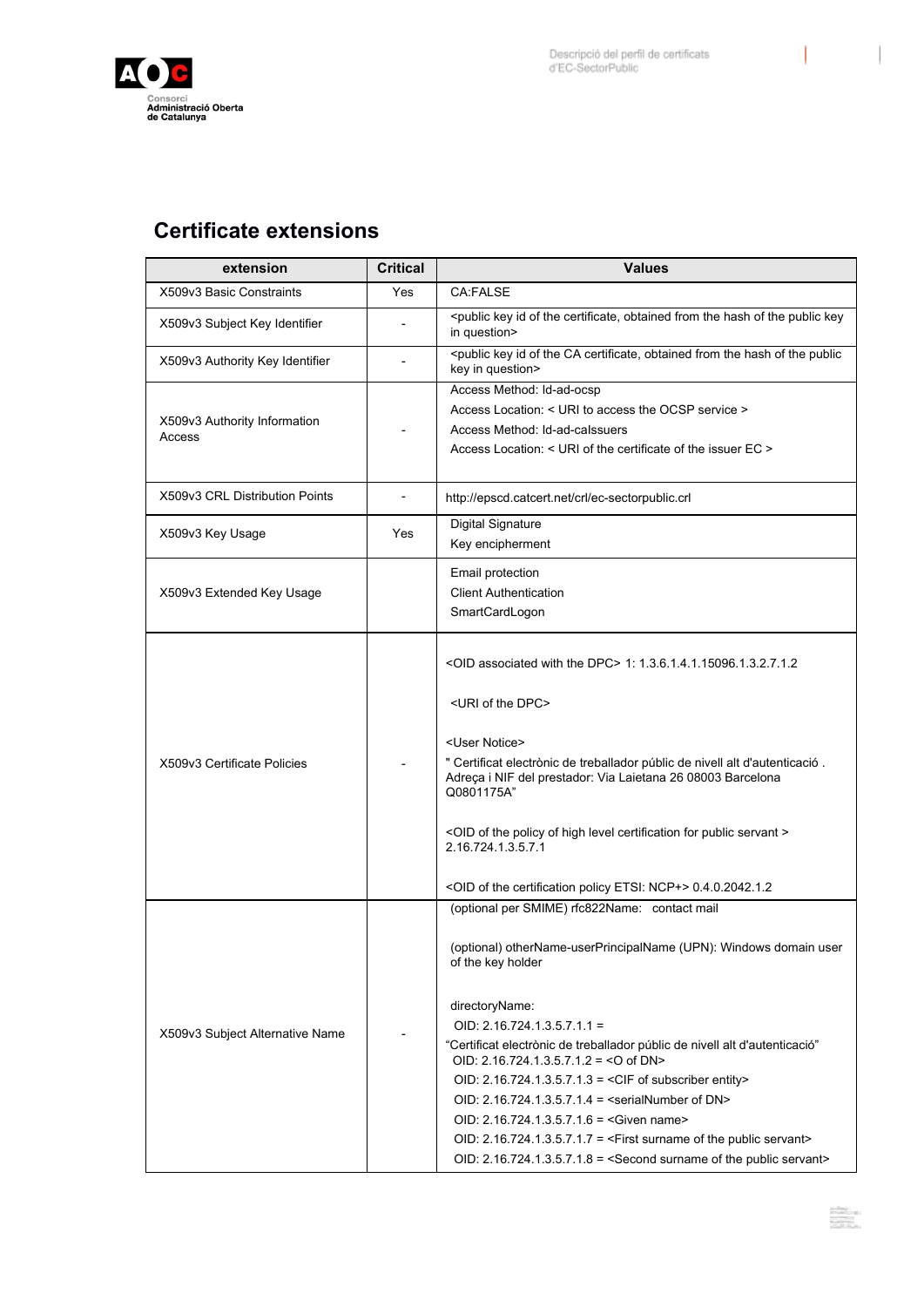## Certificate extensions

| extension | Critical | Values |
|---|---|---|
| X509v3 Basic Constraints | Yes | CA:FALSE |
| X509v3 Subject Key Identifier | - | <public key id of the certificate, obtained from the hash of the public key in question> |
| X509v3 Authority Key Identifier | - | <public key id of the CA certificate, obtained from the hash of the public key in question> |
| X509v3 Authority Information Access | - | Access Method: Id-ad-ocsp<br>Access Location: < URI to access the OCSP service ><br>Access Method: Id-ad-caIssuers<br>Access Location: < URI of the certificate of the issuer EC > |
| X509v3 CRL Distribution Points | - | http://epscd.catcert.net/crl/ec-sectorpublic.crl |
| X509v3 Key Usage | Yes | Digital Signature<br>Key encipherment |
| X509v3 Extended Key Usage | | Email protection<br>Client Authentication<br>SmartCardLogon |
| X509v3 Certificate Policies | - | <OID associated with the DPC> 1: 1.3.6.1.4.1.15096.1.3.2.7.1.2<br><URI of the DPC><br><User Notice><br>" Certificat electrònic de treballador públic de nivell alt d'autenticació . Adreça i NIF del prestador: Via Laietana 26 08003 Barcelona Q0801175A"<br><OID of the policy of high level certification for public servant > 2.16.724.1.3.5.7.1<br><OID of the certification policy ETSI: NCP+> 0.4.0.2042.1.2 |
| X509v3 Subject Alternative Name | - | (optional per SMIME) rfc822Name: contact mail<br>(optional) otherName-userPrincipalName (UPN): Windows domain user of the key holder<br>directoryName:<br>OID: 2.16.724.1.3.5.7.1.1 = "Certificat electrònic de treballador públic de nivell alt d'autenticació"<br>OID: 2.16.724.1.3.5.7.1.2 = <O of DN><br>OID: 2.16.724.1.3.5.7.1.3 = <CIF of subscriber entity><br>OID: 2.16.724.1.3.5.7.1.4 = <serialNumber of DN><br>OID: 2.16.724.1.3.5.7.1.6 = <Given name><br>OID: 2.16.724.1.3.5.7.1.7 = <First surname of the public servant><br>OID: 2.16.724.1.3.5.7.1.8 = <Second surname of the public servant> |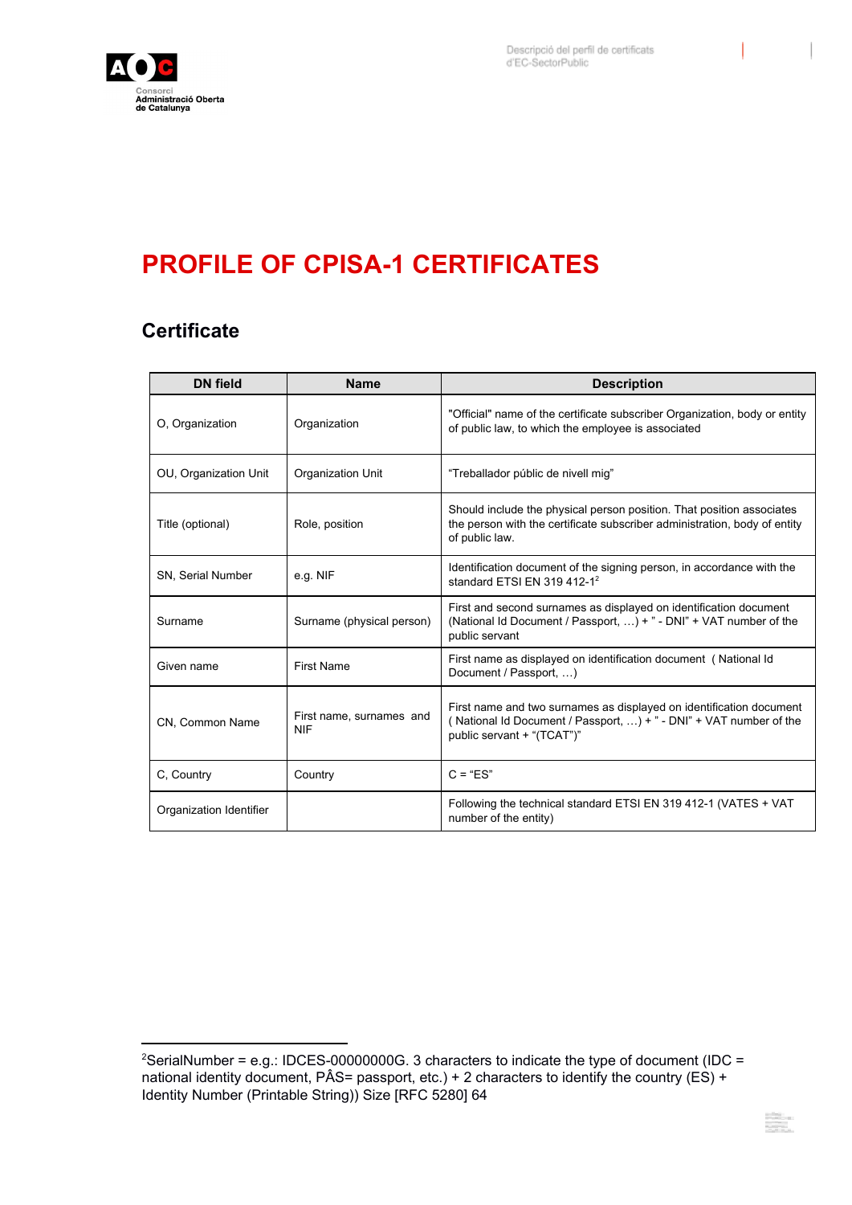# PROFILE OF CPISA-1 CERTIFICATES

## Certificate

| DN field | Name | Description |
|---|---|---|
| O, Organization | Organization | "Official" name of the certificate subscriber Organization, body or entity of public law, to which the employee is associated |
| OU, Organization Unit | Organization Unit | “Treballador públic de nivell mig” |
| Title (optional) | Role, position | Should include the physical person position. That position associates the person with the certificate subscriber administration, body of entity of public law. |
| SN, Serial Number | e.g. NIF | Identification document of the signing person, in accordance with the standard ETSI EN 319 412-1[2] |
| Surname | Surname (physical person) | First and second surnames as displayed on identification document (National Id Document / Passport, …) + " - DNI" + VAT number of the public servant |
| Given name | First Name | First name as displayed on identification document ( National Id Document / Passport, …) |
| CN, Common Name | First name, surnames and NIF | First name and two surnames as displayed on identification document ( National Id Document / Passport, …) + " - DNI" + VAT number of the public servant + “(TCAT")” |
| C, Country | Country | C = “ES” |
| Organization Identifier | | Following the technical standard ETSI EN 319 412-1 (VATES + VAT number of the entity) |

[2]SerialNumber = e.g.: IDCES-00000000G. 3 characters to indicate the type of document (IDC = national identity document, PÂS= passport, etc.) + 2 characters to identify the country (ES) + Identity Number (Printable String)) Size [RFC 5280] 64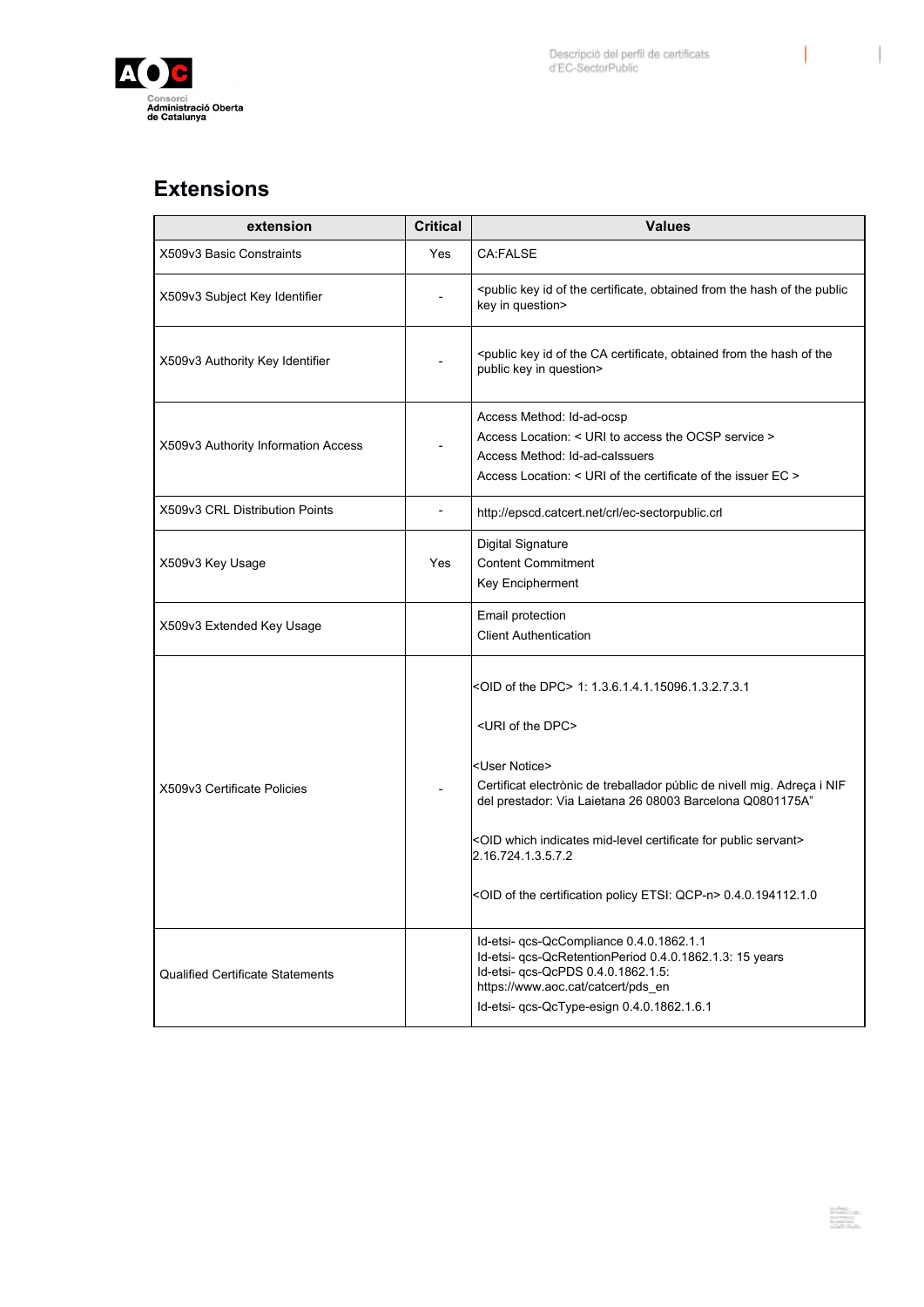## Extensions

| extension | Critical | Values |
|---|---|---|
| X509v3 Basic Constraints | Yes | CA:FALSE |
| X509v3 Subject Key Identifier | - | <public key id of the certificate, obtained from the hash of the public key in question> |
| X509v3 Authority Key Identifier | - | <public key id of the CA certificate, obtained from the hash of the public key in question> |
| X509v3 Authority Information Access | - | Access Method: Id-ad-ocsp<br>Access Location: < URI to access the OCSP service ><br>Access Method: Id-ad-caIssuers<br>Access Location: < URI of the certificate of the issuer EC > |
| X509v3 CRL Distribution Points | - | http://epscd.catcert.net/crl/ec-sectorpublic.crl |
| X509v3 Key Usage | Yes | Digital Signature<br>Content Commitment<br>Key Encipherment |
| X509v3 Extended Key Usage | | Email protection<br>Client Authentication |
| X509v3 Certificate Policies | - | <OID of the DPC> 1: 1.3.6.1.4.1.15096.1.3.2.7.3.1<br><URI of the DPC><br><User Notice><br>Certificat electrònic de treballador públic de nivell mig. Adreça i NIF del prestador: Via Laietana 26 08003 Barcelona Q0801175A"<br><OID which indicates mid-level certificate for public servant> 2.16.724.1.3.5.7.2<br><OID of the certification policy ETSI: QCP-n> 0.4.0.194112.1.0 |
| Qualified Certificate Statements | | Id-etsi- qcs-QcCompliance 0.4.0.1862.1.1<br>Id-etsi- qcs-QcRetentionPeriod 0.4.0.1862.1.3: 15 years<br>Id-etsi- qcs-QcPDS 0.4.0.1862.1.5: https://www.aoc.cat/catcert/pds_en<br>Id-etsi- qcs-QcType-esign 0.4.0.1862.1.6.1 |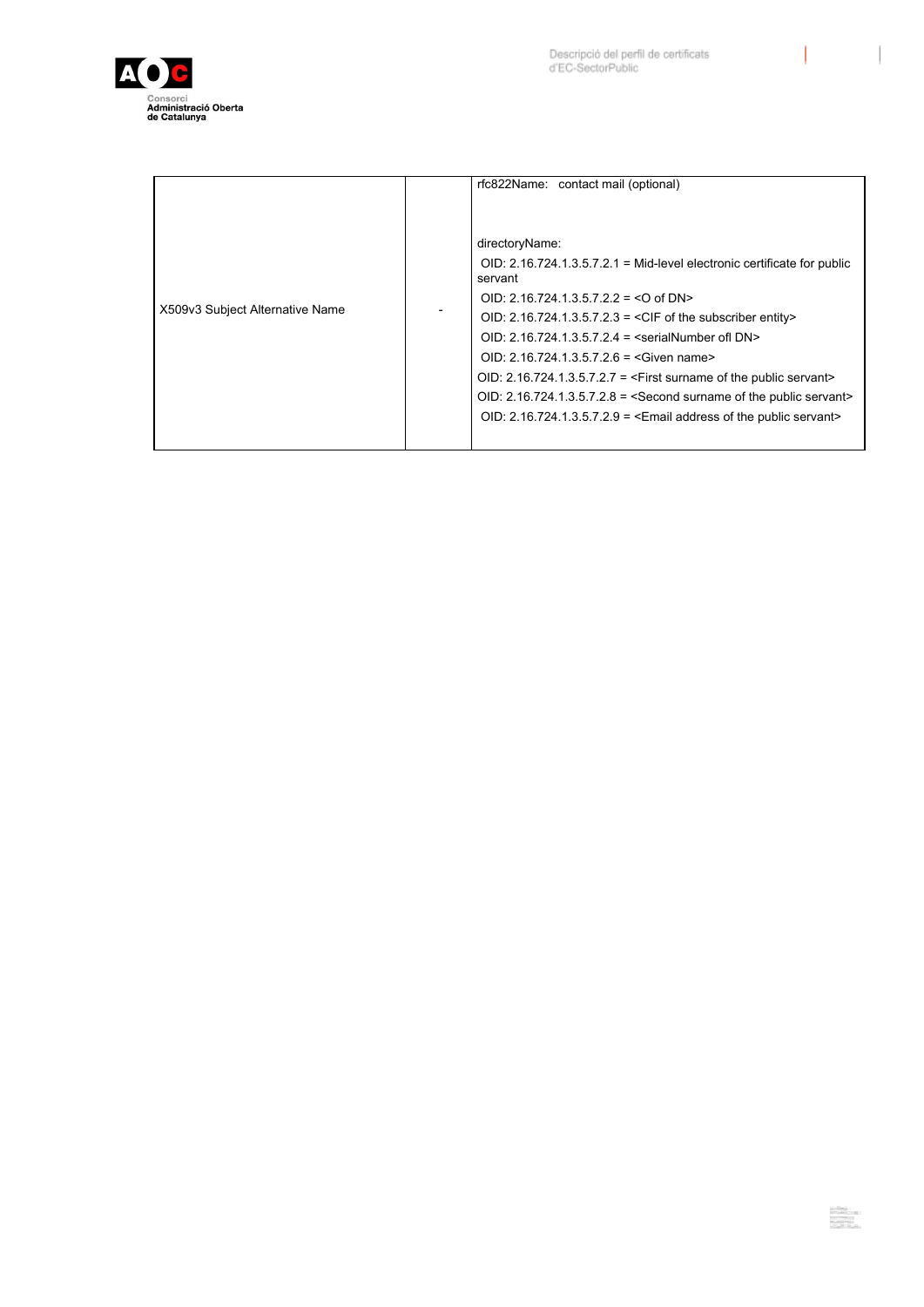| | | |
|---|---|---|
| X509v3 Subject Alternative Name | - | rfc822Name: contact mail (optional)<br><br>directoryName:<br>OID: 2.16.724.1.3.5.7.2.1 = Mid-level electronic certificate for public servant<br>OID: 2.16.724.1.3.5.7.2.2 = <O of DN><br>OID: 2.16.724.1.3.5.7.2.3 = <CIF of the subscriber entity><br>OID: 2.16.724.1.3.5.7.2.4 = <serialNumber ofl DN><br>OID: 2.16.724.1.3.5.7.2.6 = <Given name><br>OID: 2.16.724.1.3.5.7.2.7 = <First surname of the public servant><br>OID: 2.16.724.1.3.5.7.2.8 = <Second surname of the public servant><br>OID: 2.16.724.1.3.5.7.2.9 = <Email address of the public servant> |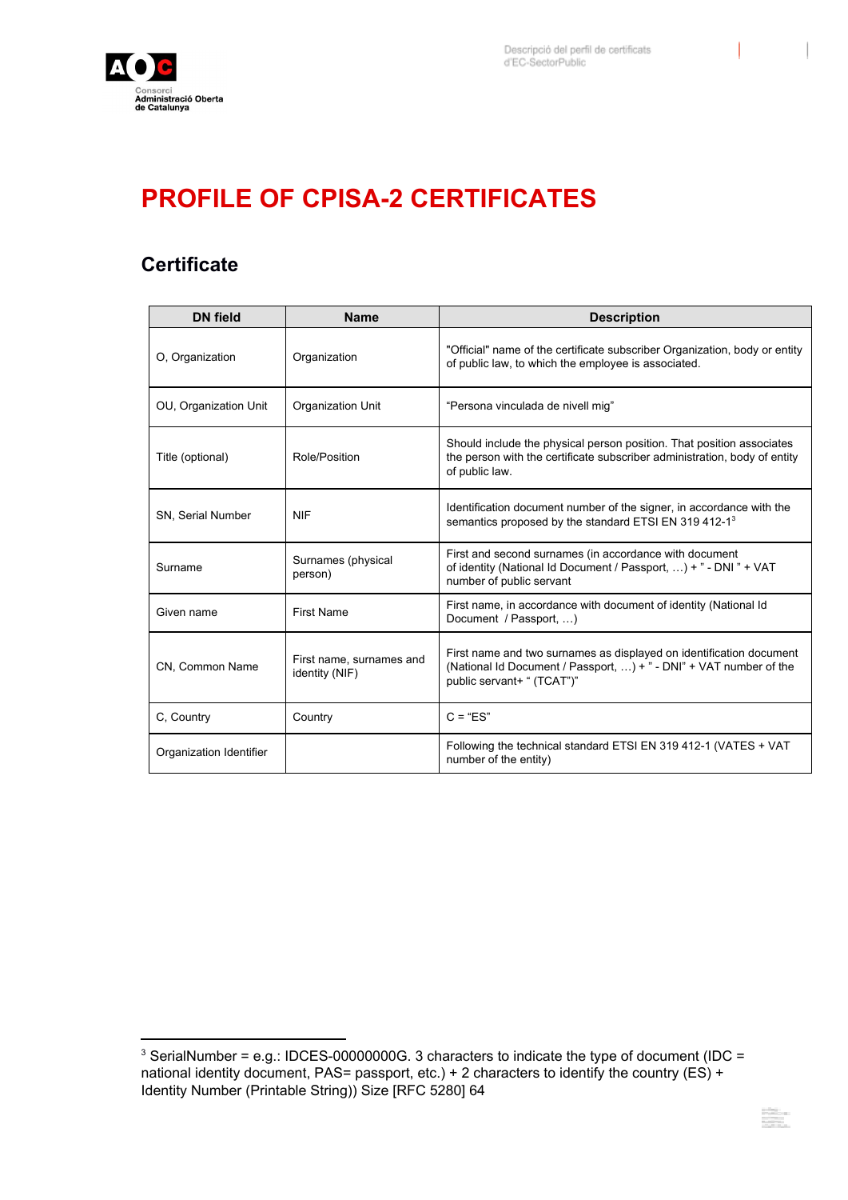# PROFILE OF CPISA-2 CERTIFICATES

## Certificate

| DN field | Name | Description |
|---|---|---|
| O, Organization | Organization | "Official" name of the certificate subscriber Organization, body or entity of public law, to which the employee is associated. |
| OU, Organization Unit | Organization Unit | "Persona vinculada de nivell mig" |
| Title (optional) | Role/Position | Should include the physical person position. That position associates the person with the certificate subscriber administration, body of entity of public law. |
| SN, Serial Number | NIF | Identification document number of the signer, in accordance with the semantics proposed by the standard ETSI EN 319 412-1[3] |
| Surname | Surnames (physical person) | First and second surnames (in accordance with document of identity (National Id Document / Passport, …) + " - DNI " + VAT number of public servant |
| Given name | First Name | First name, in accordance with document of identity (National Id Document / Passport, …) |
| CN, Common Name | First name, surnames and identity (NIF) | First name and two surnames as displayed on identification document (National Id Document / Passport, …) + " - DNI" + VAT number of the public servant+ " (TCAT")" |
| C, Country | Country | C = "ES" |
| Organization Identifier | | Following the technical standard ETSI EN 319 412-1 (VATES + VAT number of the entity) |

[3] SerialNumber = e.g.: IDCES-00000000G. 3 characters to indicate the type of document (IDC = national identity document, PAS= passport, etc.) + 2 characters to identify the country (ES) + Identity Number (Printable String)) Size [RFC 5280] 64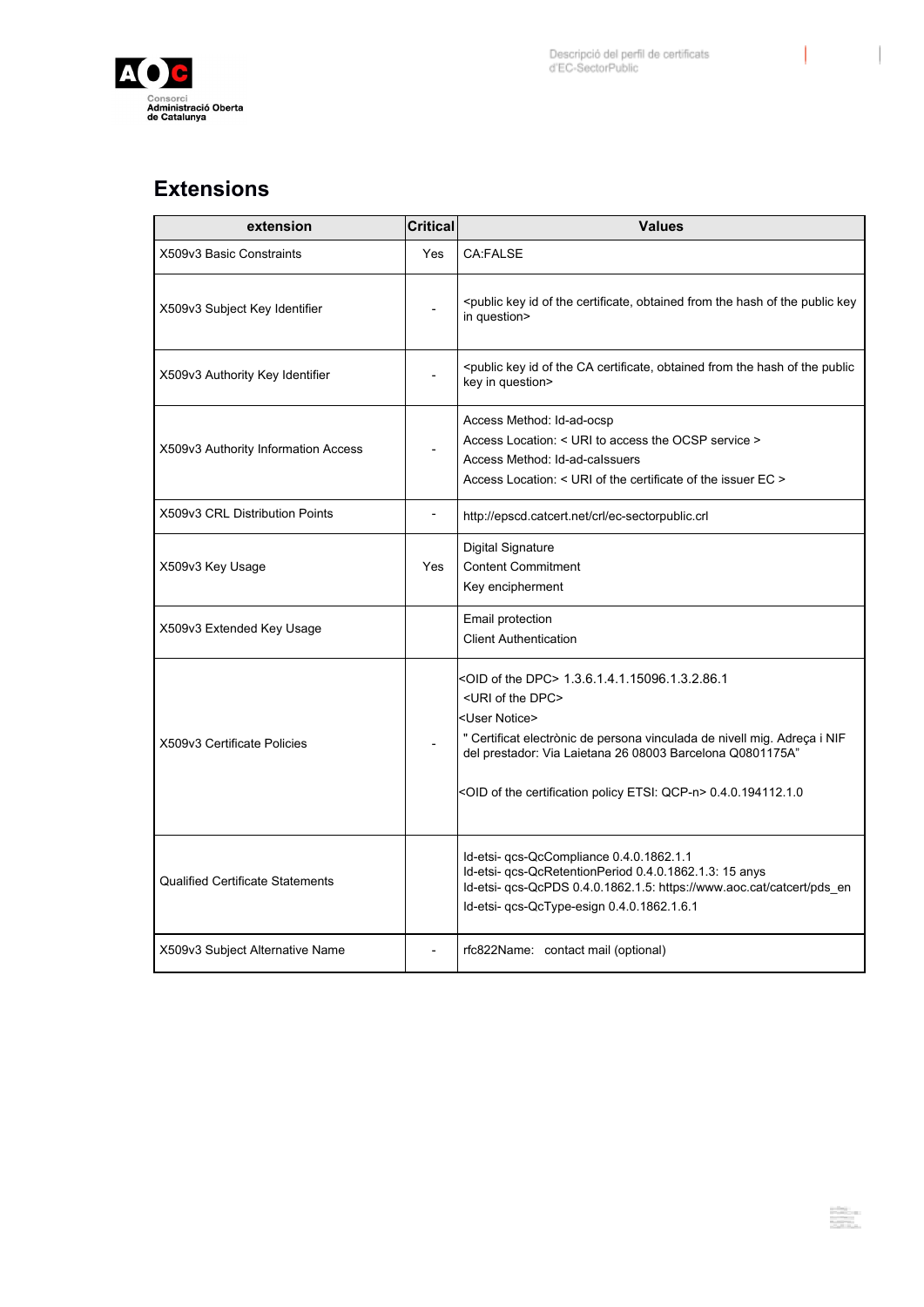## Extensions

| extension | Critical | Values |
|---|---|---|
| X509v3 Basic Constraints | Yes | CA:FALSE |
| X509v3 Subject Key Identifier | - | <public key id of the certificate, obtained from the hash of the public key in question> |
| X509v3 Authority Key Identifier | - | <public key id of the CA certificate, obtained from the hash of the public key in question> |
| X509v3 Authority Information Access | - | Access Method: Id-ad-ocsp<br>Access Location: < URI to access the OCSP service ><br>Access Method: Id-ad-caIssuers<br>Access Location: < URI of the certificate of the issuer EC > |
| X509v3 CRL Distribution Points | - | http://epscd.catcert.net/crl/ec-sectorpublic.crl |
| X509v3 Key Usage | Yes | Digital Signature<br>Content Commitment<br>Key encipherment |
| X509v3 Extended Key Usage | | Email protection<br>Client Authentication |
| X509v3 Certificate Policies | - | <OID of the DPC> 1.3.6.1.4.1.15096.1.3.2.86.1<br><URI of the DPC><br><User Notice><br>" Certificat electrònic de persona vinculada de nivell mig. Adreça i NIF del prestador: Via Laietana 26 08003 Barcelona Q0801175A"<br><OID of the certification policy ETSI: QCP-n> 0.4.0.194112.1.0 |
| Qualified Certificate Statements | | Id-etsi- qcs-QcCompliance 0.4.0.1862.1.1<br>Id-etsi- qcs-QcRetentionPeriod 0.4.0.1862.1.3: 15 anys<br>Id-etsi- qcs-QcPDS 0.4.0.1862.1.5: https://www.aoc.cat/catcert/pds_en<br>Id-etsi- qcs-QcType-esign 0.4.0.1862.1.6.1 |
| X509v3 Subject Alternative Name | - | rfc822Name: contact mail (optional) |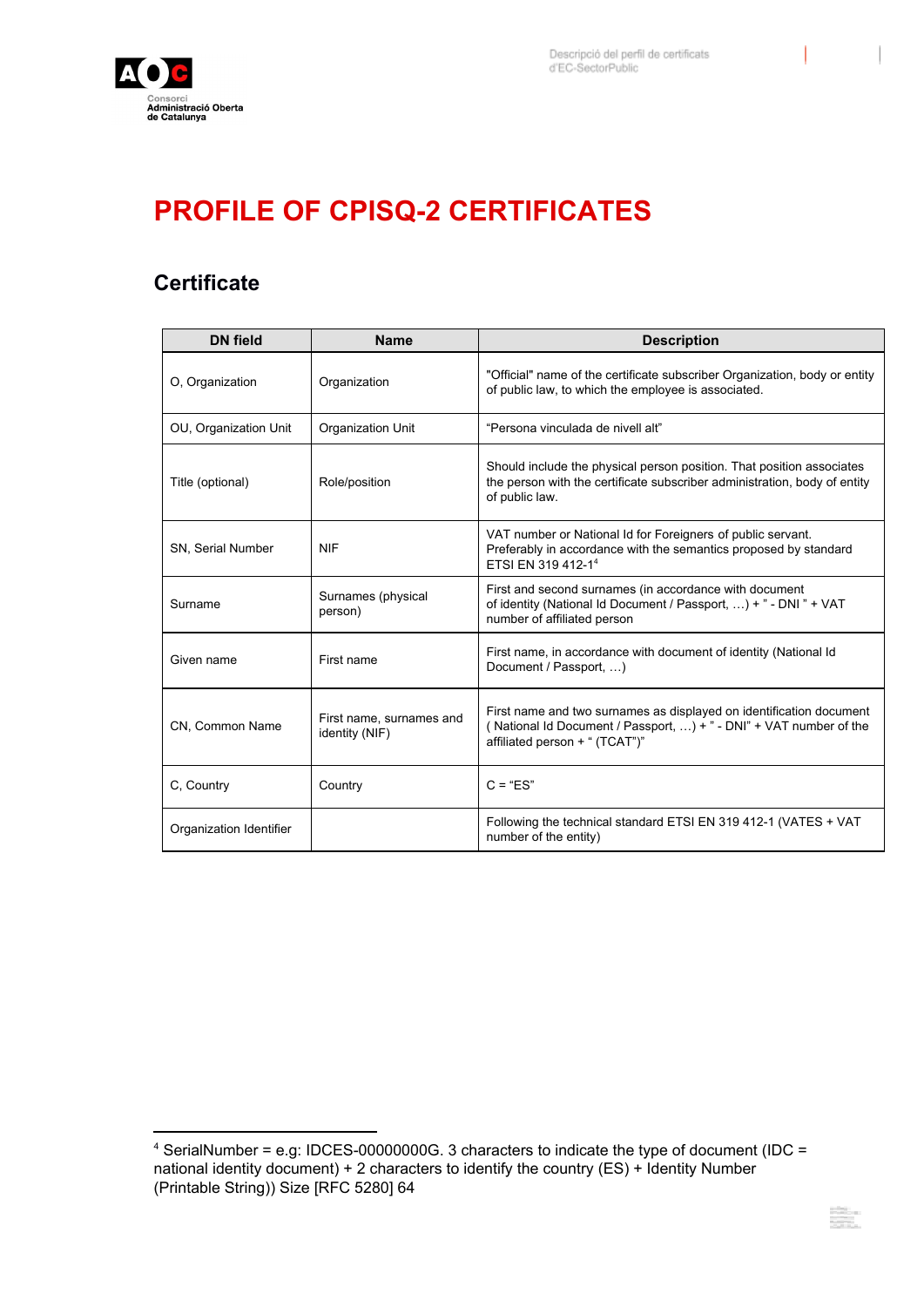# PROFILE OF CPISQ-2 CERTIFICATES

## Certificate

| DN field | Name | Description |
|---|---|---|
| O, Organization | Organization | "Official" name of the certificate subscriber Organization, body or entity of public law, to which the employee is associated. |
| OU, Organization Unit | Organization Unit | “Persona vinculada de nivell alt” |
| Title (optional) | Role/position | Should include the physical person position. That position associates the person with the certificate subscriber administration, body of entity of public law. |
| SN, Serial Number | NIF | VAT number or National Id for Foreigners of public servant. Preferably in accordance with the semantics proposed by standard ETSI EN 319 412-1[4] |
| Surname | Surnames (physical person) | First and second surnames (in accordance with document of identity (National Id Document / Passport, …) + ” - DNI ” + VAT number of affiliated person |
| Given name | First name | First name, in accordance with document of identity (National Id Document / Passport, …) |
| CN, Common Name | First name, surnames and identity (NIF) | First name and two surnames as displayed on identification document ( National Id Document / Passport, …) + ” - DNI” + VAT number of the affiliated person + “ (TCAT”)” |
| C, Country | Country | C = “ES” |
| Organization Identifier | | Following the technical standard ETSI EN 319 412-1 (VATES + VAT number of the entity) |

[4] SerialNumber = e.g: IDCES-00000000G. 3 characters to indicate the type of document (IDC = national identity document) + 2 characters to identify the country (ES) + Identity Number (Printable String)) Size [RFC 5280] 64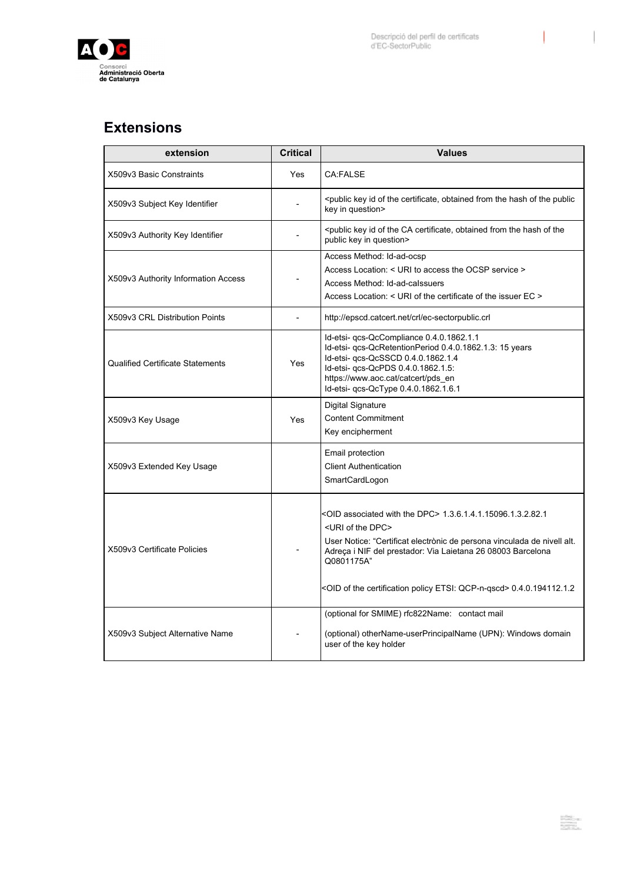## Extensions

| extension | Critical | Values |
|---|---|---|
| X509v3 Basic Constraints | Yes | CA:FALSE |
| X509v3 Subject Key Identifier | - | <public key id of the certificate, obtained from the hash of the public key in question> |
| X509v3 Authority Key Identifier | - | <public key id of the CA certificate, obtained from the hash of the public key in question> |
| X509v3 Authority Information Access | - | Access Method: Id-ad-ocsp<br>Access Location: < URI to access the OCSP service ><br>Access Method: Id-ad-caIssuers<br>Access Location: < URI of the certificate of the issuer EC > |
| X509v3 CRL Distribution Points | - | http://epscd.catcert.net/crl/ec-sectorpublic.crl |
| Qualified Certificate Statements | Yes | Id-etsi- qcs-QcCompliance 0.4.0.1862.1.1<br>Id-etsi- qcs-QcRetentionPeriod 0.4.0.1862.1.3: 15 years<br>Id-etsi- qcs-QcSSCD 0.4.0.1862.1.4<br>Id-etsi- qcs-QcPDS 0.4.0.1862.1.5: https://www.aoc.cat/catcert/pds_en<br>Id-etsi- qcs-QcType 0.4.0.1862.1.6.1 |
| X509v3 Key Usage | Yes | Digital Signature<br>Content Commitment<br>Key encipherment |
| X509v3 Extended Key Usage | | Email protection<br>Client Authentication<br>SmartCardLogon |
| X509v3 Certificate Policies | - | <OID associated with the DPC> 1.3.6.1.4.1.15096.1.3.2.82.1<br><URI of the DPC><br>User Notice: "Certificat electrònic de persona vinculada de nivell alt. Adreça i NIF del prestador: Via Laietana 26 08003 Barcelona Q0801175A"<br><br><OID of the certification policy ETSI: QCP-n-qscd> 0.4.0.194112.1.2 |
| X509v3 Subject Alternative Name | - | (optional for SMIME) rfc822Name: contact mail<br><br>(optional) otherName-userPrincipalName (UPN): Windows domain user of the key holder |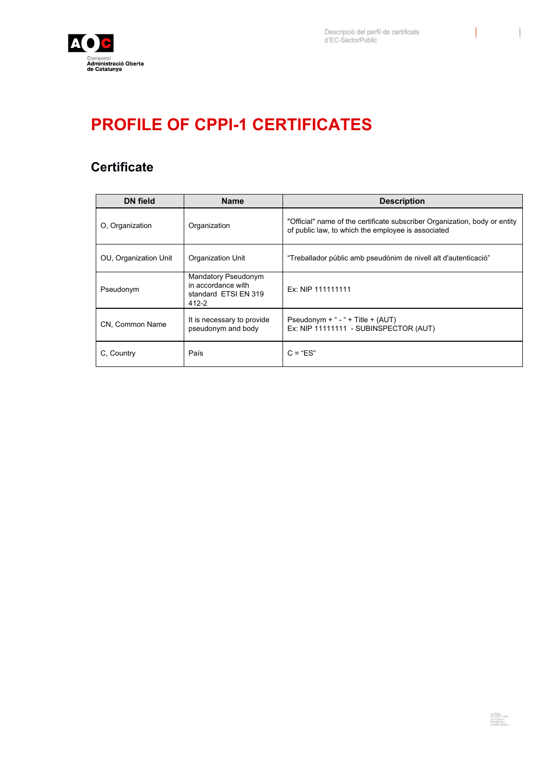# PROFILE OF CPPI-1 CERTIFICATES

## Certificate

| DN field | Name | Description |
|---|---|---|
| O, Organization | Organization | "Official" name of the certificate subscriber Organization, body or entity of public law, to which the employee is associated |
| OU, Organization Unit | Organization Unit | “Treballador públic amb pseudònim de nivell alt d'autenticació” |
| Pseudonym | Mandatory Pseudonym in accordance with standard ETSI EN 319 412-2 | Ex: NIP 111111111 |
| CN, Common Name | It is necessary to provide pseudonym and body | Pseudonym + “ - “ + Title + (AUT)<br>Ex: NIP 11111111 - SUBINSPECTOR (AUT) |
| C, Country | País | C = “ES” |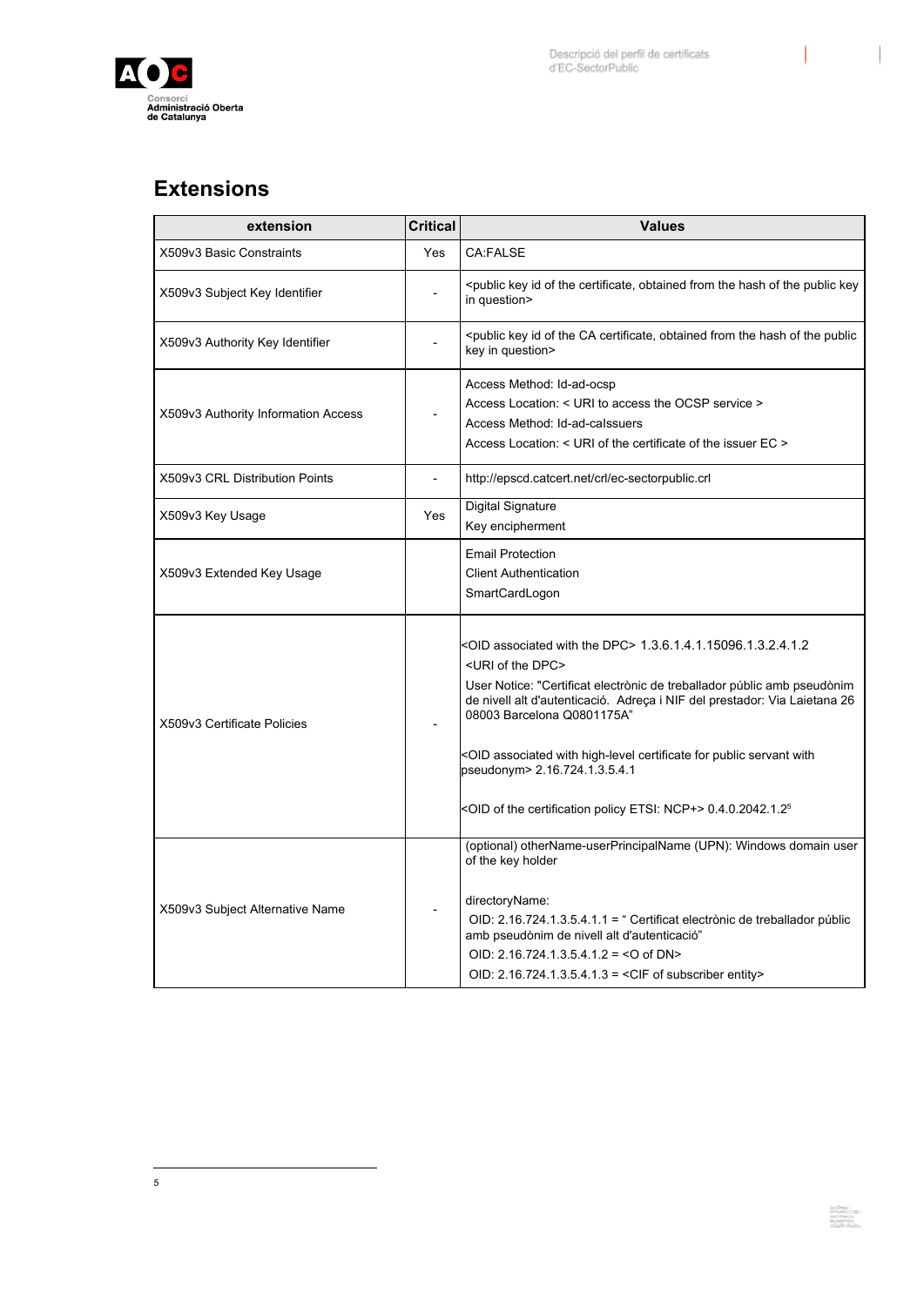## Extensions

| extension | Critical | Values |
|---|---|---|
| X509v3 Basic Constraints | Yes | CA:FALSE |
| X509v3 Subject Key Identifier | - | <public key id of the certificate, obtained from the hash of the public key in question> |
| X509v3 Authority Key Identifier | - | <public key id of the CA certificate, obtained from the hash of the public key in question> |
| X509v3 Authority Information Access | - | Access Method: Id-ad-ocsp<br>Access Location: < URI to access the OCSP service ><br>Access Method: Id-ad-caIssuers<br>Access Location: < URI of the certificate of the issuer EC > |
| X509v3 CRL Distribution Points | - | http://epscd.catcert.net/crl/ec-sectorpublic.crl |
| X509v3 Key Usage | Yes | Digital Signature<br>Key encipherment |
| X509v3 Extended Key Usage | | Email Protection<br>Client Authentication<br>SmartCardLogon |
| X509v3 Certificate Policies | - | <OID associated with the DPC> 1.3.6.1.4.1.15096.1.3.2.4.1.2<br><URI of the DPC><br>User Notice: "Certificat electrònic de treballador públic amb pseudònim de nivell alt d'autenticació. Adreça i NIF del prestador: Via Laietana 26 08003 Barcelona Q0801175A"<br><br><OID associated with high-level certificate for public servant with pseudonym> 2.16.724.1.3.5.4.1<br><br><OID of the certification policy ETSI: NCP+> 0.4.0.2042.1.2[5] |
| X509v3 Subject Alternative Name | - | (optional) otherName-userPrincipalName (UPN): Windows domain user of the key holder<br><br>directoryName:<br>OID: 2.16.724.1.3.5.4.1.1 = " Certificat electrònic de treballador públic amb pseudònim de nivell alt d'autenticació"<br>OID: 2.16.724.1.3.5.4.1.2 = <O of DN><br>OID: 2.16.724.1.3.5.4.1.3 = <CIF of subscriber entity> |

5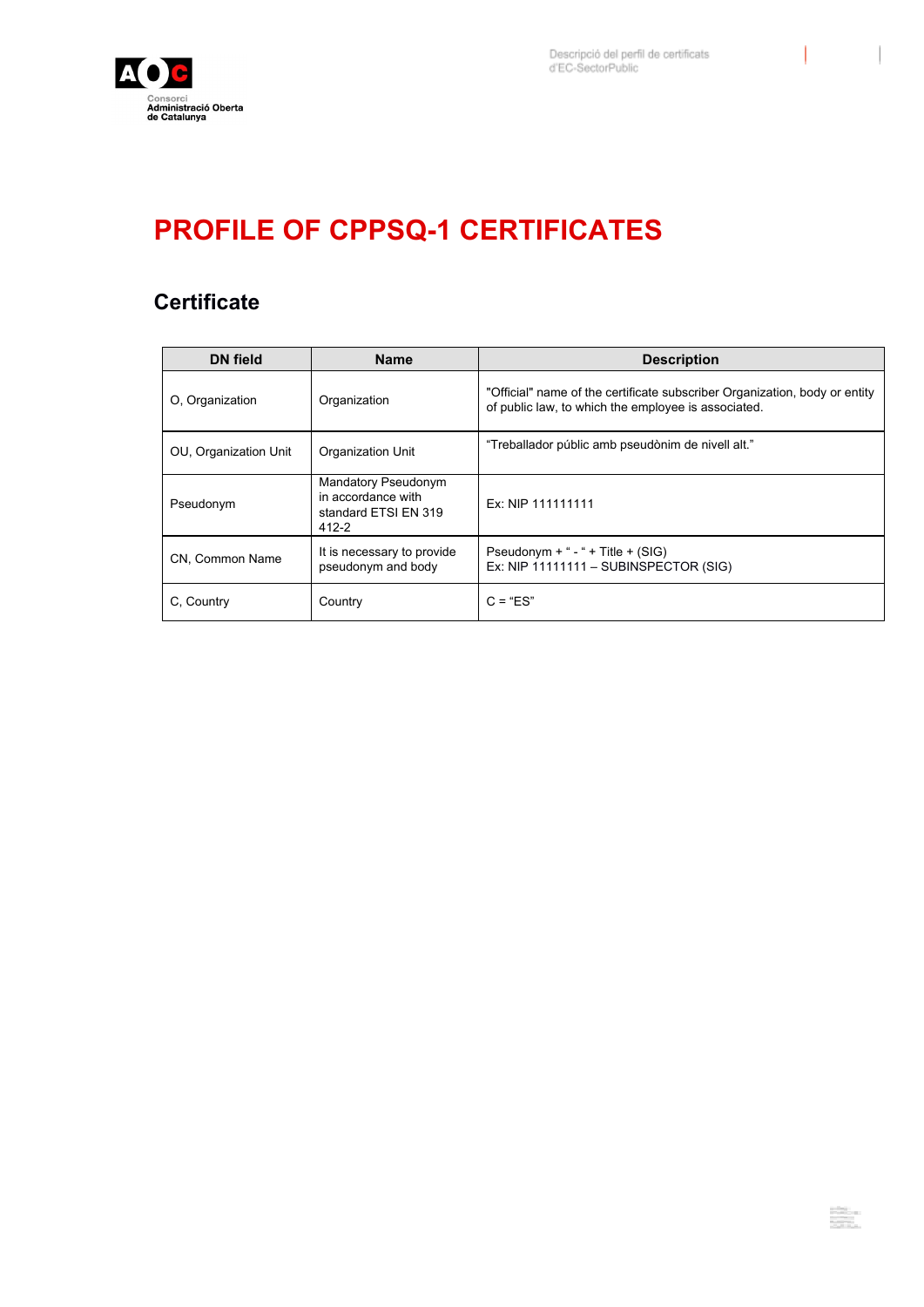# PROFILE OF CPPSQ-1 CERTIFICATES

## Certificate

| DN field | Name | Description |
| --- | --- | --- |
| O, Organization | Organization | "Official" name of the certificate subscriber Organization, body or entity of public law, to which the employee is associated. |
| OU, Organization Unit | Organization Unit | “Treballador públic amb pseudònim de nivell alt.” |
| Pseudonym | Mandatory Pseudonym in accordance with standard ETSI EN 319 412-2 | Ex: NIP 111111111 |
| CN, Common Name | It is necessary to provide pseudonym and body | Pseudonym + “ - “ + Title + (SIG)<br>Ex: NIP 11111111 – SUBINSPECTOR (SIG) |
| C, Country | Country | C = “ES” |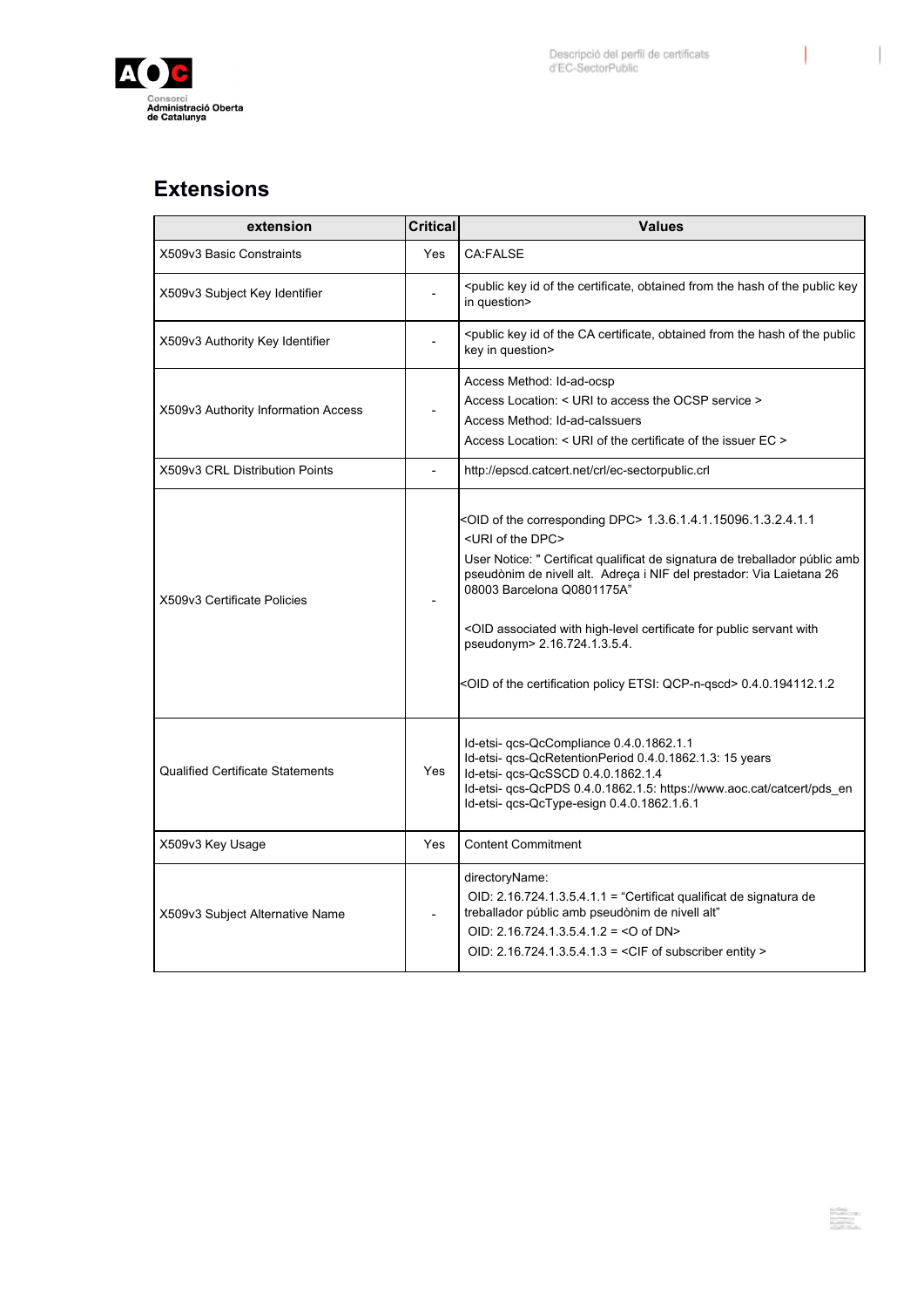## Extensions

| extension | Critical | Values |
|---|---|---|
| X509v3 Basic Constraints | Yes | CA:FALSE |
| X509v3 Subject Key Identifier | - | <public key id of the certificate, obtained from the hash of the public key in question> |
| X509v3 Authority Key Identifier | - | <public key id of the CA certificate, obtained from the hash of the public key in question> |
| X509v3 Authority Information Access | - | Access Method: Id-ad-ocsp<br>Access Location: < URI to access the OCSP service ><br>Access Method: Id-ad-caIssuers<br>Access Location: < URI of the certificate of the issuer EC > |
| X509v3 CRL Distribution Points | - | http://epscd.catcert.net/crl/ec-sectorpublic.crl |
| X509v3 Certificate Policies | - | <OID of the corresponding DPC> 1.3.6.1.4.1.15096.1.3.2.4.1.1<br><URI of the DPC><br>User Notice: " Certificat qualificat de signatura de treballador públic amb pseudònim de nivell alt. Adreça i NIF del prestador: Via Laietana 26 08003 Barcelona Q0801175A"<br><br><OID associated with high-level certificate for public servant with pseudonym> 2.16.724.1.3.5.4.<br><br><OID of the certification policy ETSI: QCP-n-qscd> 0.4.0.194112.1.2 |
| Qualified Certificate Statements | Yes | Id-etsi- qcs-QcCompliance 0.4.0.1862.1.1<br>Id-etsi- qcs-QcRetentionPeriod 0.4.0.1862.1.3: 15 years<br>Id-etsi- qcs-QcSSCD 0.4.0.1862.1.4<br>Id-etsi- qcs-QcPDS 0.4.0.1862.1.5: https://www.aoc.cat/catcert/pds_en<br>Id-etsi- qcs-QcType-esign 0.4.0.1862.1.6.1 |
| X509v3 Key Usage | Yes | Content Commitment |
| X509v3 Subject Alternative Name | - | directoryName:<br>OID: 2.16.724.1.3.5.4.1.1 = "Certificat qualificat de signatura de treballador públic amb pseudònim de nivell alt"<br>OID: 2.16.724.1.3.5.4.1.2 = <O of DN><br>OID: 2.16.724.1.3.5.4.1.3 = <CIF of subscriber entity > |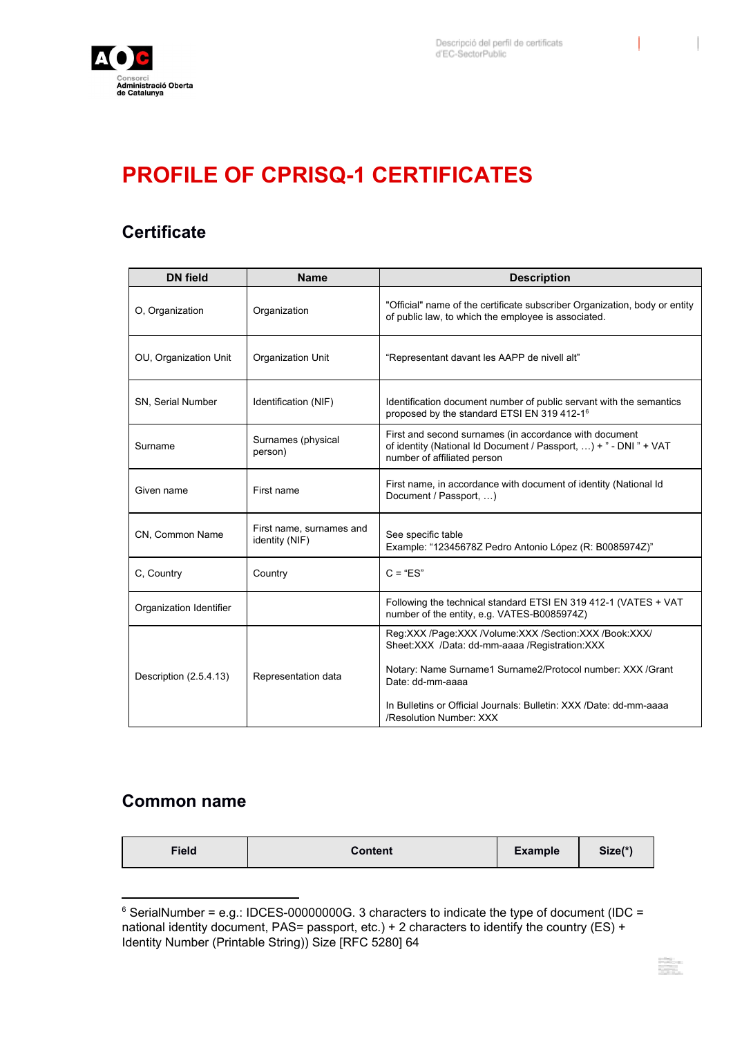# PROFILE OF CPRISQ-1 CERTIFICATES

## Certificate

| DN field | Name | Description |
|---|---|---|
| O, Organization | Organization | "Official" name of the certificate subscriber Organization, body or entity of public law, to which the employee is associated. |
| OU, Organization Unit | Organization Unit | "Representant davant les AAPP de nivell alt" |
| SN, Serial Number | Identification (NIF) | Identification document number of public servant with the semantics proposed by the standard ETSI EN 319 412-1[6] |
| Surname | Surnames (physical person) | First and second surnames (in accordance with document of identity (National Id Document / Passport, …) + " - DNI " + VAT number of affiliated person |
| Given name | First name | First name, in accordance with document of identity (National Id Document / Passport, …) |
| CN, Common Name | First name, surnames and identity (NIF) | See specific table<br>Example: "12345678Z Pedro Antonio López (R: B0085974Z)" |
| C, Country | Country | C = "ES" |
| Organization Identifier | | Following the technical standard ETSI EN 319 412-1 (VATES + VAT number of the entity, e.g. VATES-B0085974Z) |
| Description (2.5.4.13) | Representation data | Reg:XXX /Page:XXX /Volume:XXX /Section:XXX /Book:XXX/ Sheet:XXX /Data: dd-mm-aaaa /Registration:XXX<br><br>Notary: Name Surname1 Surname2/Protocol number: XXX /Grant Date: dd-mm-aaaa<br><br>In Bulletins or Official Journals: Bulletin: XXX /Date: dd-mm-aaaa /Resolution Number: XXX |

## Common name

| Field | Content | Example | Size(*) |
|---|---|---|---|

[6] SerialNumber = e.g.: IDCES-00000000G. 3 characters to indicate the type of document (IDC = national identity document, PAS= passport, etc.) + 2 characters to identify the country (ES) + Identity Number (Printable String)) Size [RFC 5280] 64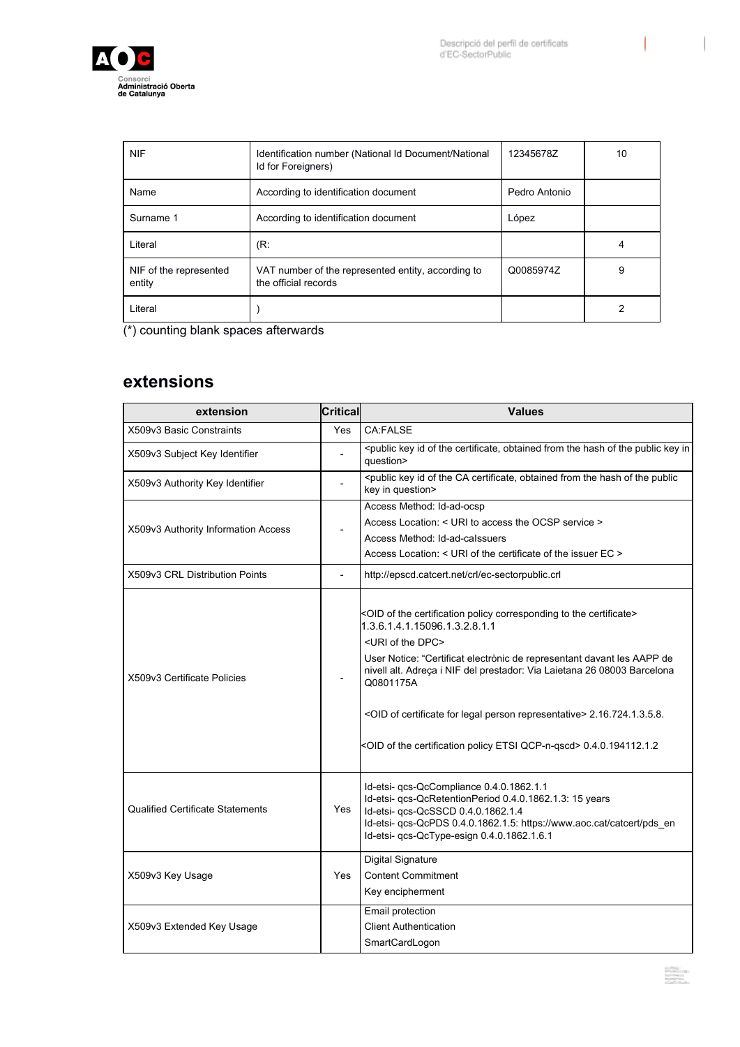| | | | |
|---|---|---|---|
| NIF | Identification number (National Id Document/National Id for Foreigners) | 12345678Z | 10 |
| Name | According to identification document | Pedro Antonio | |
| Surname 1 | According to identification document | López | |
| Literal | (R: | | 4 |
| NIF of the represented entity | VAT number of the represented entity, according to the official records | Q0085974Z | 9 |
| Literal | ) | | 2 |

(*) counting blank spaces afterwards

## extensions

| extension | Critical | Values |
|---|---|---|
| X509v3 Basic Constraints | Yes | CA:FALSE |
| X509v3 Subject Key Identifier | - | <public key id of the certificate, obtained from the hash of the public key in question> |
| X509v3 Authority Key Identifier | - | <public key id of the CA certificate, obtained from the hash of the public key in question> |
| X509v3 Authority Information Access | - | Access Method: Id-ad-ocsp<br>Access Location: < URI to access the OCSP service ><br>Access Method: Id-ad-caIssuers<br>Access Location: < URI of the certificate of the issuer EC > |
| X509v3 CRL Distribution Points | - | http://epscd.catcert.net/crl/ec-sectorpublic.crl |
| X509v3 Certificate Policies | - | <OID of the certification policy corresponding to the certificate> 1.3.6.1.4.1.15096.1.3.2.8.1.1<br><URI of the DPC><br>User Notice: "Certificat electrònic de representant davant les AAPP de nivell alt. Adreça i NIF del prestador: Via Laietana 26 08003 Barcelona Q0801175A<br><OID of certificate for legal person representative> 2.16.724.1.3.5.8.<br><OID of the certification policy ETSI QCP-n-qscd> 0.4.0.194112.1.2 |
| Qualified Certificate Statements | Yes | Id-etsi- qcs-QcCompliance 0.4.0.1862.1.1<br>Id-etsi- qcs-QcRetentionPeriod 0.4.0.1862.1.3: 15 years<br>Id-etsi- qcs-QcSSCD 0.4.0.1862.1.4<br>Id-etsi- qcs-QcPDS 0.4.0.1862.1.5: https://www.aoc.cat/catcert/pds_en<br>Id-etsi- qcs-QcType-esign 0.4.0.1862.1.6.1 |
| X509v3 Key Usage | Yes | Digital Signature<br>Content Commitment<br>Key encipherment |
| X509v3 Extended Key Usage | | Email protection<br>Client Authentication<br>SmartCardLogon |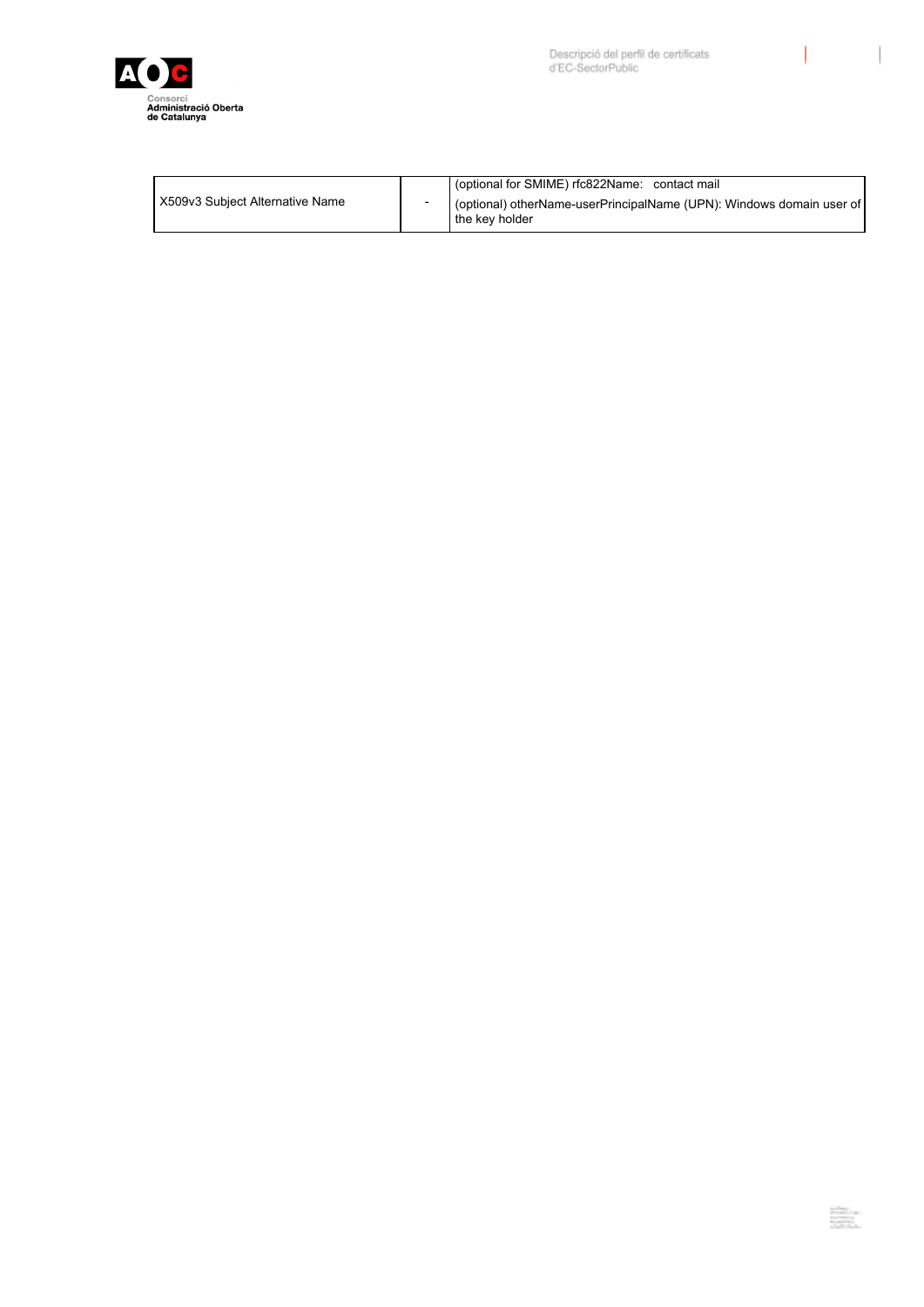| | | |
|---|---|---|
| X509v3 Subject Alternative Name | - | (optional for SMIME) rfc822Name: contact mail<br>(optional) otherName-userPrincipalName (UPN): Windows domain user of the key holder |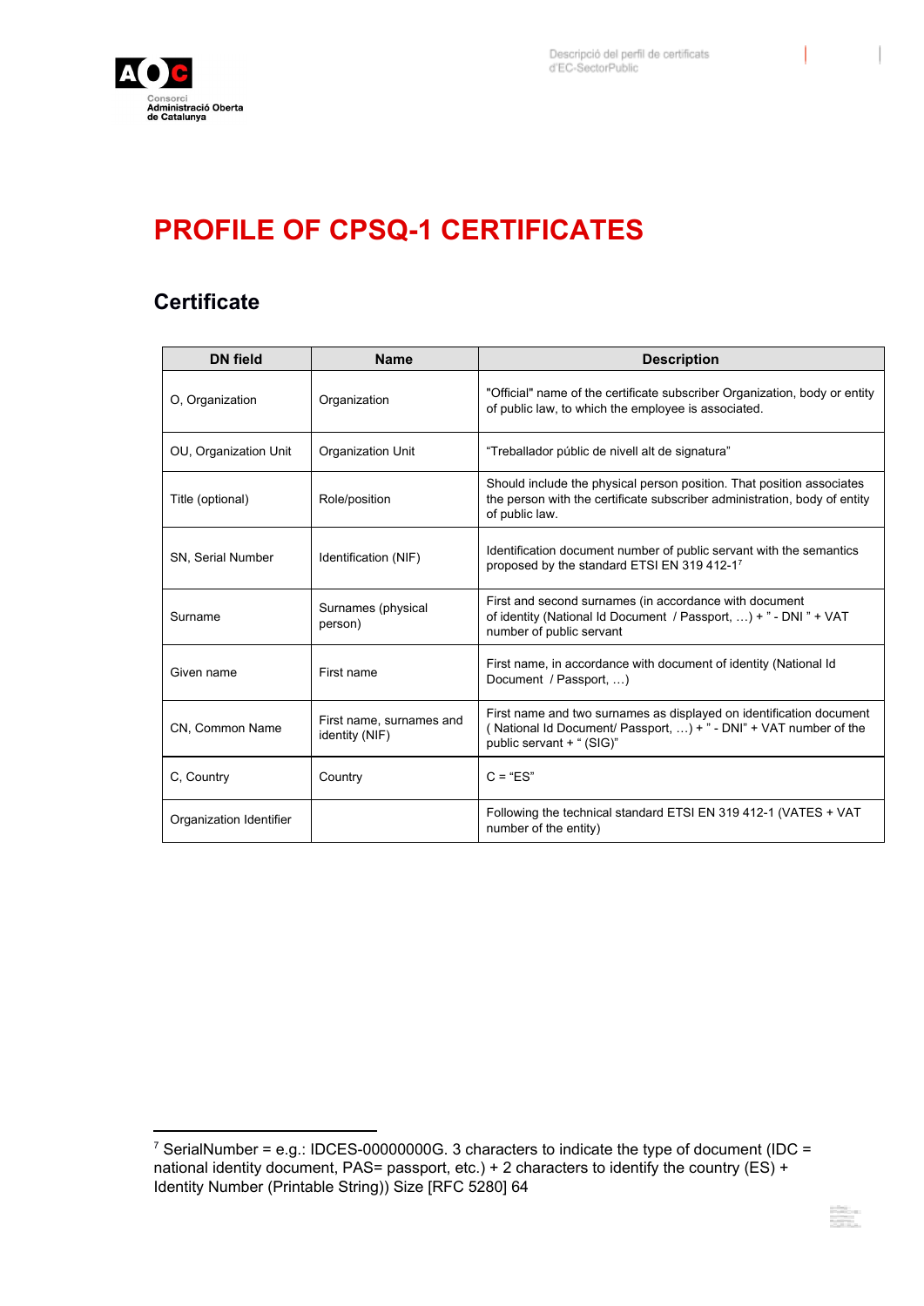# PROFILE OF CPSQ-1 CERTIFICATES

## Certificate

| DN field | Name | Description |
|---|---|---|
| O, Organization | Organization | "Official" name of the certificate subscriber Organization, body or entity of public law, to which the employee is associated. |
| OU, Organization Unit | Organization Unit | "Treballador públic de nivell alt de signatura" |
| Title (optional) | Role/position | Should include the physical person position. That position associates the person with the certificate subscriber administration, body of entity of public law. |
| SN, Serial Number | Identification (NIF) | Identification document number of public servant with the semantics proposed by the standard ETSI EN 319 412-1[7] |
| Surname | Surnames (physical person) | First and second surnames (in accordance with document of identity (National Id Document / Passport, …) + " - DNI " + VAT number of public servant |
| Given name | First name | First name, in accordance with document of identity (National Id Document / Passport, …) |
| CN, Common Name | First name, surnames and identity (NIF) | First name and two surnames as displayed on identification document ( National Id Document/ Passport, …) + " - DNI" + VAT number of the public servant + " (SIG)" |
| C, Country | Country | C = "ES" |
| Organization Identifier | | Following the technical standard ETSI EN 319 412-1 (VATES + VAT number of the entity) |

[7] SerialNumber = e.g.: IDCES-00000000G. 3 characters to indicate the type of document (IDC = national identity document, PAS= passport, etc.) + 2 characters to identify the country (ES) + Identity Number (Printable String)) Size [RFC 5280] 64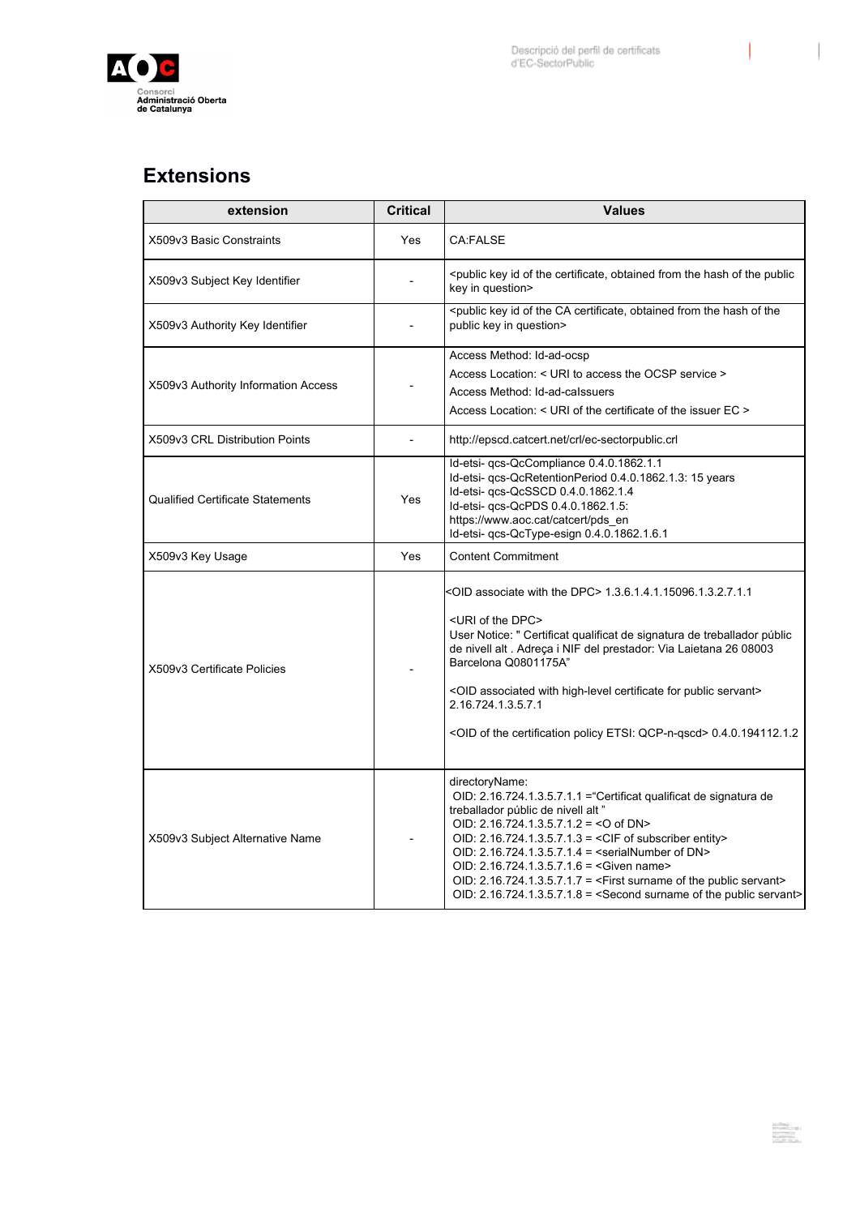## Extensions

| extension | Critical | Values |
|---|---|---|
| X509v3 Basic Constraints | Yes | CA:FALSE |
| X509v3 Subject Key Identifier | - | <public key id of the certificate, obtained from the hash of the public key in question> |
| X509v3 Authority Key Identifier | - | <public key id of the CA certificate, obtained from the hash of the public key in question> |
| X509v3 Authority Information Access | - | Access Method: Id-ad-ocsp<br>Access Location: < URI to access the OCSP service ><br>Access Method: Id-ad-caIssuers<br>Access Location: < URI of the certificate of the issuer EC > |
| X509v3 CRL Distribution Points | - | http://epscd.catcert.net/crl/ec-sectorpublic.crl |
| Qualified Certificate Statements | Yes | Id-etsi- qcs-QcCompliance 0.4.0.1862.1.1<br>Id-etsi- qcs-QcRetentionPeriod 0.4.0.1862.1.3: 15 years<br>Id-etsi- qcs-QcSSCD 0.4.0.1862.1.4<br>Id-etsi- qcs-QcPDS 0.4.0.1862.1.5: https://www.aoc.cat/catcert/pds_en<br>Id-etsi- qcs-QcType-esign 0.4.0.1862.1.6.1 |
| X509v3 Key Usage | Yes | Content Commitment |
| X509v3 Certificate Policies | - | <OID associate with the DPC> 1.3.6.1.4.1.15096.1.3.2.7.1.1<br><br><URI of the DPC><br>User Notice: " Certificat qualificat de signatura de treballador públic de nivell alt . Adreça i NIF del prestador: Via Laietana 26 08003 Barcelona Q0801175A"<br><br><OID associated with high-level certificate for public servant> 2.16.724.1.3.5.7.1<br><br><OID of the certification policy ETSI: QCP-n-qscd> 0.4.0.194112.1.2 |
| X509v3 Subject Alternative Name | - | directoryName:<br>OID: 2.16.724.1.3.5.7.1.1 ="Certificat qualificat de signatura de treballador públic de nivell alt "<br>OID: 2.16.724.1.3.5.7.1.2 = <O of DN><br>OID: 2.16.724.1.3.5.7.1.3 = <CIF of subscriber entity><br>OID: 2.16.724.1.3.5.7.1.4 = <serialNumber of DN><br>OID: 2.16.724.1.3.5.7.1.6 = <Given name><br>OID: 2.16.724.1.3.5.7.1.7 = <First surname of the public servant><br>OID: 2.16.724.1.3.5.7.1.8 = <Second surname of the public servant> |